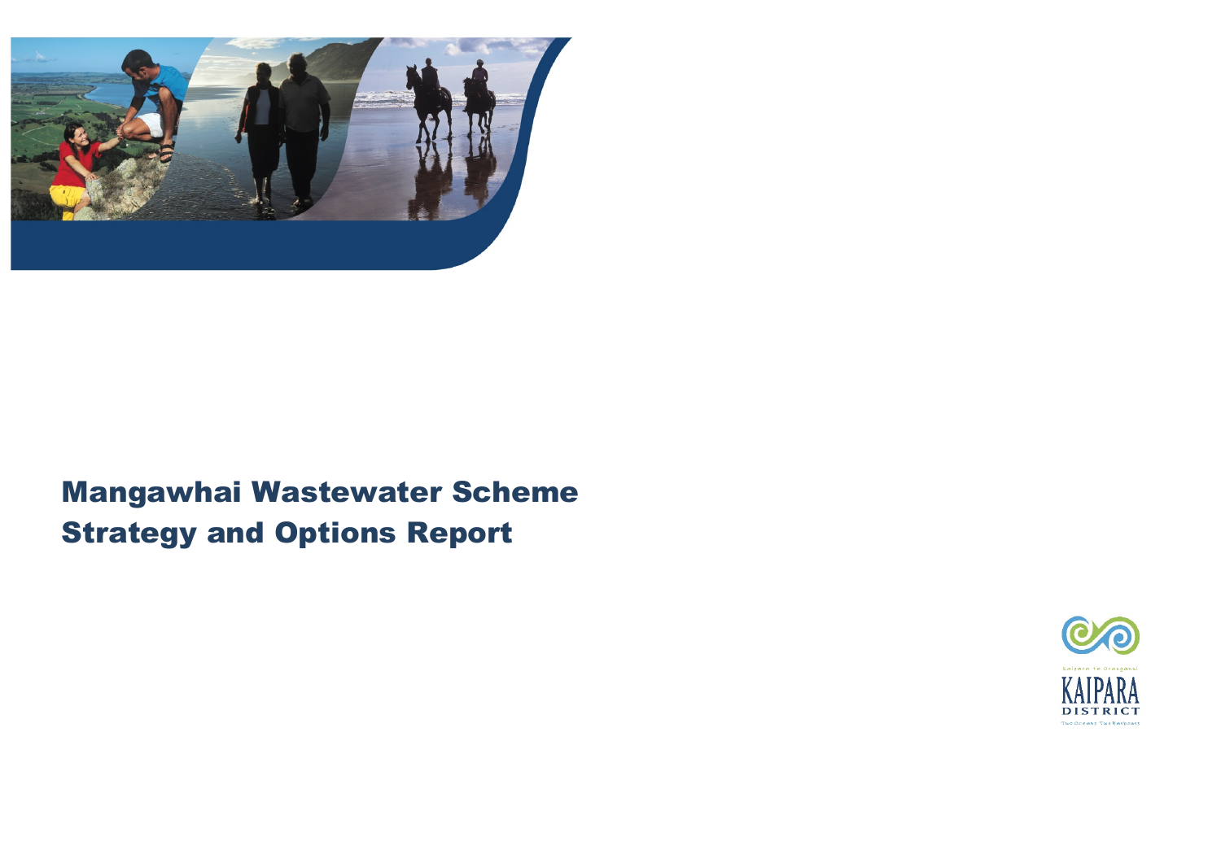# Mangawhai Wastewater Scheme
# Strategy and Options Report

Kaipara te Oranganui

KAIPARA DISTRICT

Two Oceans Two Harbours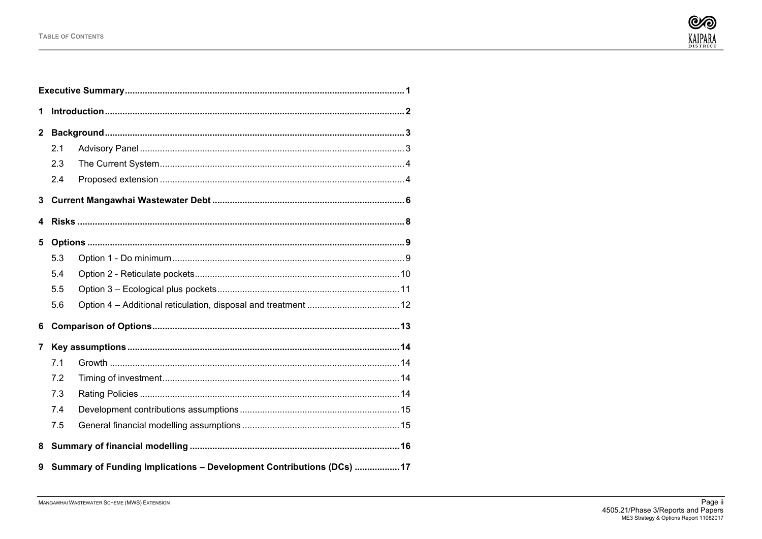# Table of Contents

| | | |
|---|---|---|
| **Executive Summary** | | **1** |
| **1** | **Introduction** | **2** |
| **2** | **Background** | **3** |
| 2.1 | Advisory Panel | 3 |
| 2.3 | The Current System | 4 |
| 2.4 | Proposed extension | 4 |
| **3** | **Current Mangawhai Wastewater Debt** | **6** |
| **4** | **Risks** | **8** |
| **5** | **Options** | **9** |
| 5.3 | Option 1 - Do minimum | 9 |
| 5.4 | Option 2 - Reticulate pockets | 10 |
| 5.5 | Option 3 – Ecological plus pockets | 11 |
| 5.6 | Option 4 – Additional reticulation, disposal and treatment | 12 |
| **6** | **Comparison of Options** | **13** |
| **7** | **Key assumptions** | **14** |
| 7.1 | Growth | 14 |
| 7.2 | Timing of investment | 14 |
| 7.3 | Rating Policies | 14 |
| 7.4 | Development contributions assumptions | 15 |
| 7.5 | General financial modelling assumptions | 15 |
| **8** | **Summary of financial modelling** | **16** |
| **9** | **Summary of Funding Implications – Development Contributions (DCs)** | **17** |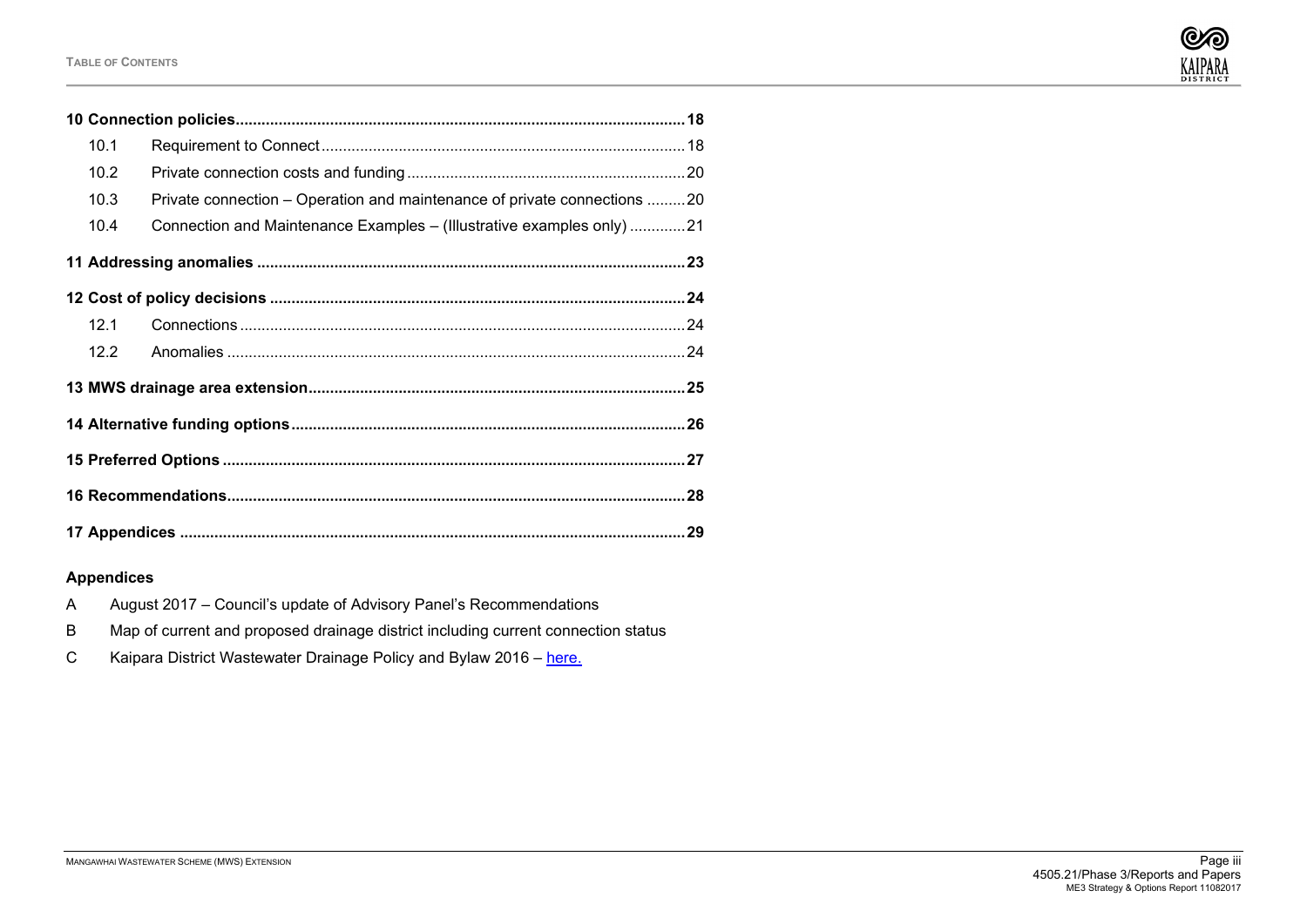| | | |
|---|---|---|
| **10 Connection policies** | | **18** |
| 10.1 | Requirement to Connect | 18 |
| 10.2 | Private connection costs and funding | 20 |
| 10.3 | Private connection – Operation and maintenance of private connections | 20 |
| 10.4 | Connection and Maintenance Examples – (Illustrative examples only) | 21 |
| **11 Addressing anomalies** | | **23** |
| **12 Cost of policy decisions** | | **24** |
| 12.1 | Connections | 24 |
| 12.2 | Anomalies | 24 |
| **13 MWS drainage area extension** | | **25** |
| **14 Alternative funding options** | | **26** |
| **15 Preferred Options** | | **27** |
| **16 Recommendations** | | **28** |
| **17 Appendices** | | **29** |

**Appendices**

A August 2017 – Council's update of Advisory Panel's Recommendations

B Map of current and proposed drainage district including current connection status

C Kaipara District Wastewater Drainage Policy and Bylaw 2016 – here.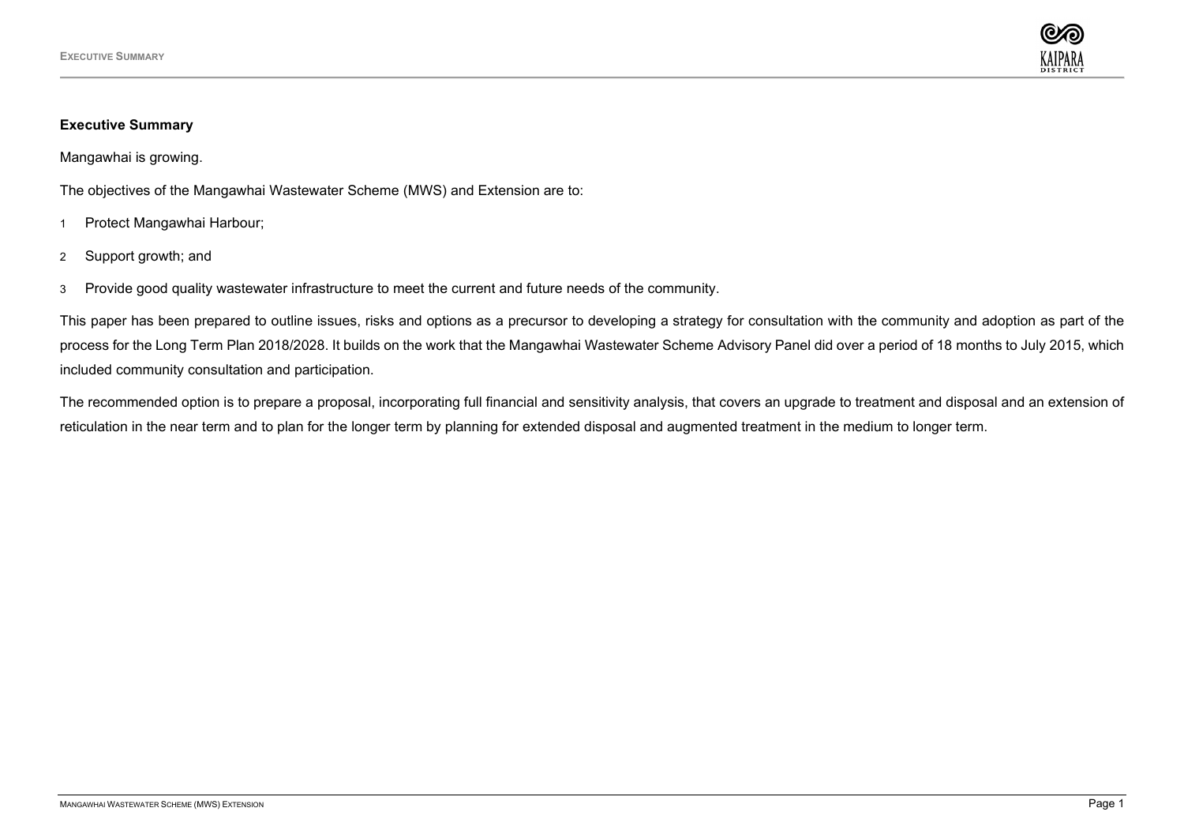## Executive Summary

Mangawhai is growing.

The objectives of the Mangawhai Wastewater Scheme (MWS) and Extension are to:

1. Protect Mangawhai Harbour;
2. Support growth; and
3. Provide good quality wastewater infrastructure to meet the current and future needs of the community.

This paper has been prepared to outline issues, risks and options as a precursor to developing a strategy for consultation with the community and adoption as part of the process for the Long Term Plan 2018/2028. It builds on the work that the Mangawhai Wastewater Scheme Advisory Panel did over a period of 18 months to July 2015, which included community consultation and participation.

The recommended option is to prepare a proposal, incorporating full financial and sensitivity analysis, that covers an upgrade to treatment and disposal and an extension of reticulation in the near term and to plan for the longer term by planning for extended disposal and augmented treatment in the medium to longer term.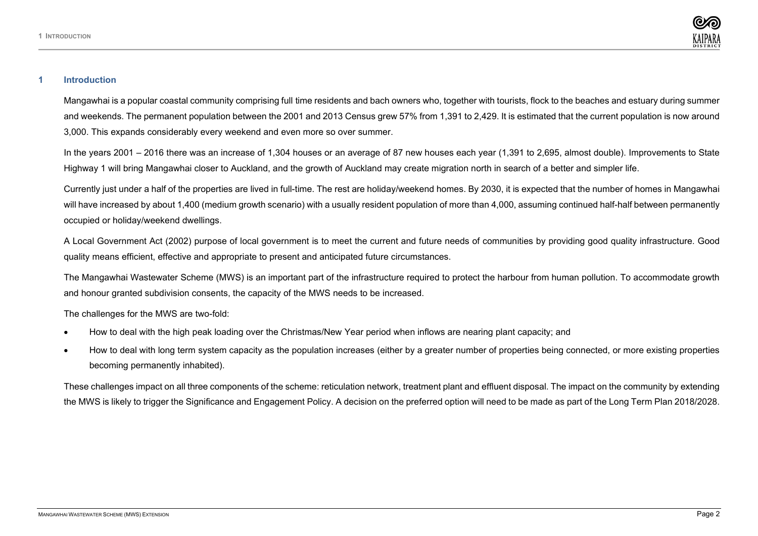# 1 Introduction

Mangawhai is a popular coastal community comprising full time residents and bach owners who, together with tourists, flock to the beaches and estuary during summer and weekends. The permanent population between the 2001 and 2013 Census grew 57% from 1,391 to 2,429. It is estimated that the current population is now around 3,000. This expands considerably every weekend and even more so over summer.

In the years 2001 – 2016 there was an increase of 1,304 houses or an average of 87 new houses each year (1,391 to 2,695, almost double). Improvements to State Highway 1 will bring Mangawhai closer to Auckland, and the growth of Auckland may create migration north in search of a better and simpler life.

Currently just under a half of the properties are lived in full-time. The rest are holiday/weekend homes. By 2030, it is expected that the number of homes in Mangawhai will have increased by about 1,400 (medium growth scenario) with a usually resident population of more than 4,000, assuming continued half-half between permanently occupied or holiday/weekend dwellings.

A Local Government Act (2002) purpose of local government is to meet the current and future needs of communities by providing good quality infrastructure. Good quality means efficient, effective and appropriate to present and anticipated future circumstances.

The Mangawhai Wastewater Scheme (MWS) is an important part of the infrastructure required to protect the harbour from human pollution. To accommodate growth and honour granted subdivision consents, the capacity of the MWS needs to be increased.

The challenges for the MWS are two-fold:

- How to deal with the high peak loading over the Christmas/New Year period when inflows are nearing plant capacity; and
- How to deal with long term system capacity as the population increases (either by a greater number of properties being connected, or more existing properties becoming permanently inhabited).

These challenges impact on all three components of the scheme: reticulation network, treatment plant and effluent disposal. The impact on the community by extending the MWS is likely to trigger the Significance and Engagement Policy. A decision on the preferred option will need to be made as part of the Long Term Plan 2018/2028.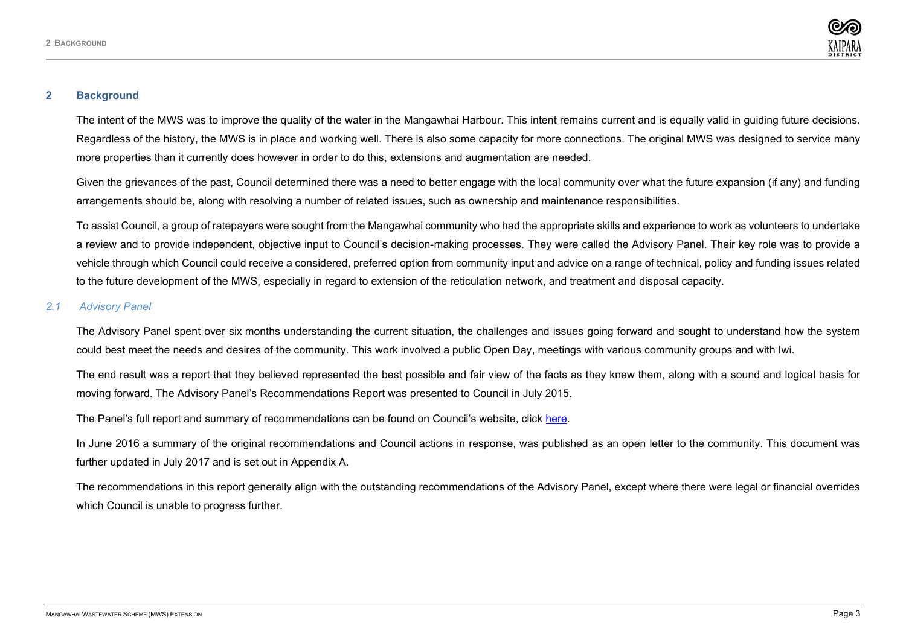## 2 Background

The intent of the MWS was to improve the quality of the water in the Mangawhai Harbour. This intent remains current and is equally valid in guiding future decisions. Regardless of the history, the MWS is in place and working well. There is also some capacity for more connections. The original MWS was designed to service many more properties than it currently does however in order to do this, extensions and augmentation are needed.

Given the grievances of the past, Council determined there was a need to better engage with the local community over what the future expansion (if any) and funding arrangements should be, along with resolving a number of related issues, such as ownership and maintenance responsibilities.

To assist Council, a group of ratepayers were sought from the Mangawhai community who had the appropriate skills and experience to work as volunteers to undertake a review and to provide independent, objective input to Council's decision-making processes. They were called the Advisory Panel. Their key role was to provide a vehicle through which Council could receive a considered, preferred option from community input and advice on a range of technical, policy and funding issues related to the future development of the MWS, especially in regard to extension of the reticulation network, and treatment and disposal capacity.

### *2.1 Advisory Panel*

The Advisory Panel spent over six months understanding the current situation, the challenges and issues going forward and sought to understand how the system could best meet the needs and desires of the community. This work involved a public Open Day, meetings with various community groups and with Iwi.

The end result was a report that they believed represented the best possible and fair view of the facts as they knew them, along with a sound and logical basis for moving forward. The Advisory Panel's Recommendations Report was presented to Council in July 2015.

The Panel's full report and summary of recommendations can be found on Council's website, click here.

In June 2016 a summary of the original recommendations and Council actions in response, was published as an open letter to the community. This document was further updated in July 2017 and is set out in Appendix A.

The recommendations in this report generally align with the outstanding recommendations of the Advisory Panel, except where there were legal or financial overrides which Council is unable to progress further.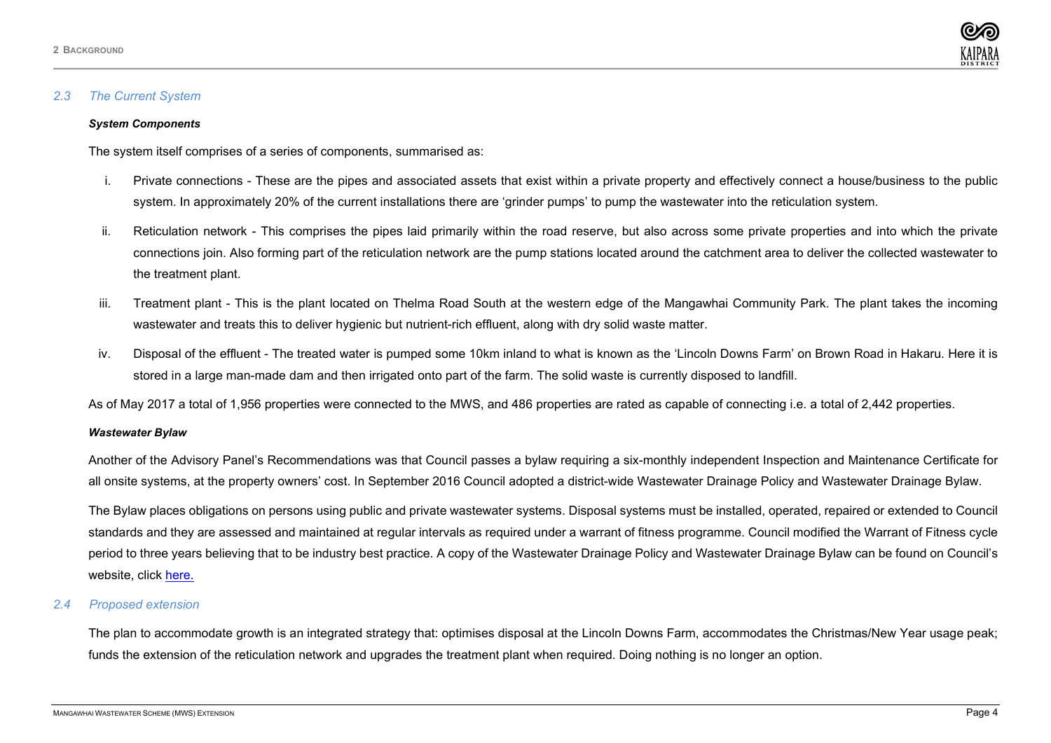## 2.3 The Current System

***System Components***

The system itself comprises of a series of components, summarised as:

i. Private connections - These are the pipes and associated assets that exist within a private property and effectively connect a house/business to the public system. In approximately 20% of the current installations there are 'grinder pumps' to pump the wastewater into the reticulation system.

ii. Reticulation network - This comprises the pipes laid primarily within the road reserve, but also across some private properties and into which the private connections join. Also forming part of the reticulation network are the pump stations located around the catchment area to deliver the collected wastewater to the treatment plant.

iii. Treatment plant - This is the plant located on Thelma Road South at the western edge of the Mangawhai Community Park. The plant takes the incoming wastewater and treats this to deliver hygienic but nutrient-rich effluent, along with dry solid waste matter.

iv. Disposal of the effluent - The treated water is pumped some 10km inland to what is known as the 'Lincoln Downs Farm' on Brown Road in Hakaru. Here it is stored in a large man-made dam and then irrigated onto part of the farm. The solid waste is currently disposed to landfill.

As of May 2017 a total of 1,956 properties were connected to the MWS, and 486 properties are rated as capable of connecting i.e. a total of 2,442 properties.

***Wastewater Bylaw***

Another of the Advisory Panel's Recommendations was that Council passes a bylaw requiring a six-monthly independent Inspection and Maintenance Certificate for all onsite systems, at the property owners' cost. In September 2016 Council adopted a district-wide Wastewater Drainage Policy and Wastewater Drainage Bylaw.

The Bylaw places obligations on persons using public and private wastewater systems. Disposal systems must be installed, operated, repaired or extended to Council standards and they are assessed and maintained at regular intervals as required under a warrant of fitness programme. Council modified the Warrant of Fitness cycle period to three years believing that to be industry best practice. A copy of the Wastewater Drainage Policy and Wastewater Drainage Bylaw can be found on Council's website, click here.

## 2.4 Proposed extension

The plan to accommodate growth is an integrated strategy that: optimises disposal at the Lincoln Downs Farm, accommodates the Christmas/New Year usage peak; funds the extension of the reticulation network and upgrades the treatment plant when required. Doing nothing is no longer an option.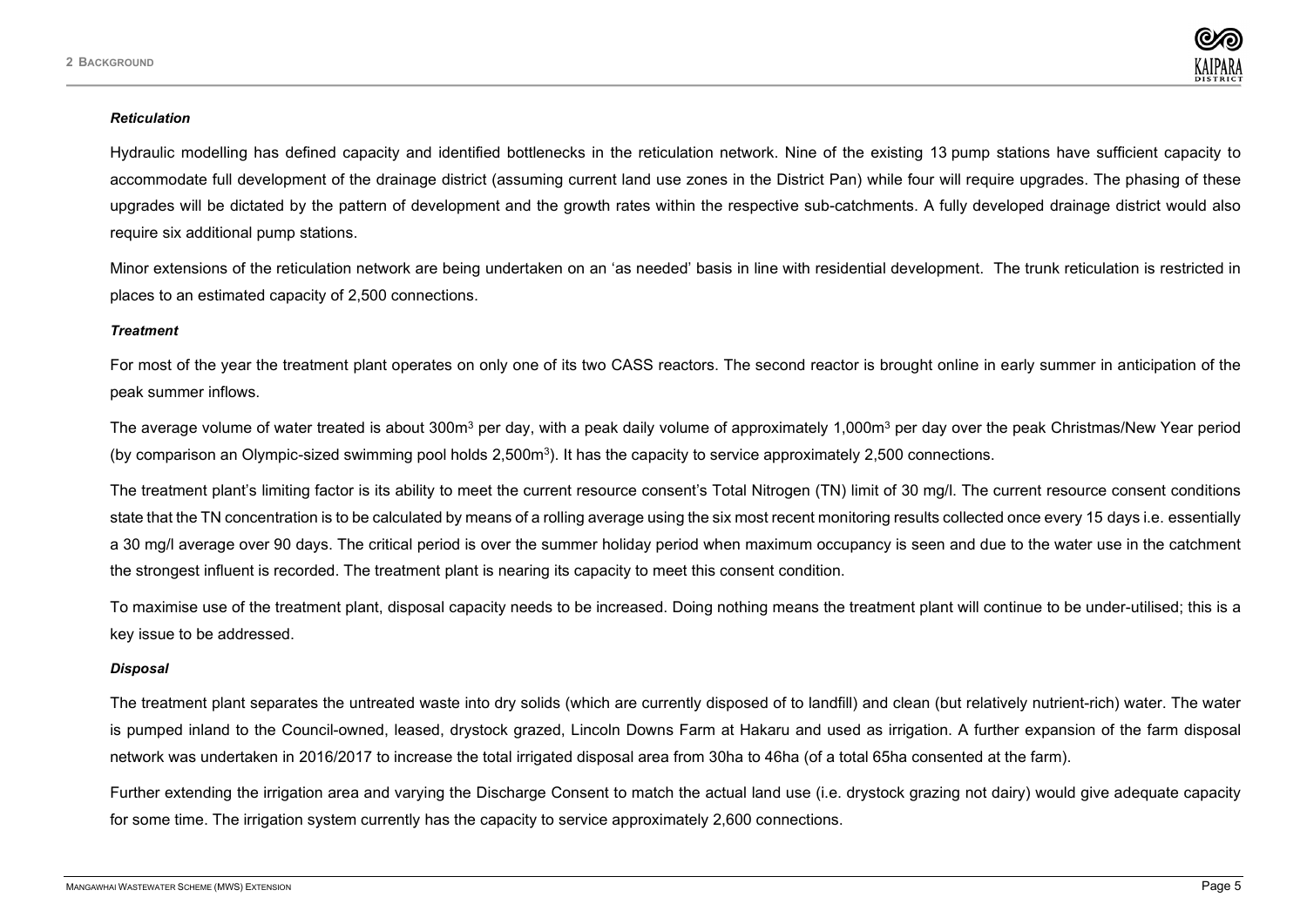***Reticulation***

Hydraulic modelling has defined capacity and identified bottlenecks in the reticulation network. Nine of the existing 13 pump stations have sufficient capacity to accommodate full development of the drainage district (assuming current land use zones in the District Pan) while four will require upgrades. The phasing of these upgrades will be dictated by the pattern of development and the growth rates within the respective sub-catchments. A fully developed drainage district would also require six additional pump stations.

Minor extensions of the reticulation network are being undertaken on an 'as needed' basis in line with residential development. The trunk reticulation is restricted in places to an estimated capacity of 2,500 connections.

***Treatment***

For most of the year the treatment plant operates on only one of its two CASS reactors. The second reactor is brought online in early summer in anticipation of the peak summer inflows.

The average volume of water treated is about 300m$^3$ per day, with a peak daily volume of approximately 1,000m$^3$ per day over the peak Christmas/New Year period (by comparison an Olympic-sized swimming pool holds 2,500m$^3$). It has the capacity to service approximately 2,500 connections.

The treatment plant's limiting factor is its ability to meet the current resource consent's Total Nitrogen (TN) limit of 30 mg/l. The current resource consent conditions state that the TN concentration is to be calculated by means of a rolling average using the six most recent monitoring results collected once every 15 days i.e. essentially a 30 mg/l average over 90 days. The critical period is over the summer holiday period when maximum occupancy is seen and due to the water use in the catchment the strongest influent is recorded. The treatment plant is nearing its capacity to meet this consent condition.

To maximise use of the treatment plant, disposal capacity needs to be increased. Doing nothing means the treatment plant will continue to be under-utilised; this is a key issue to be addressed.

***Disposal***

The treatment plant separates the untreated waste into dry solids (which are currently disposed of to landfill) and clean (but relatively nutrient-rich) water. The water is pumped inland to the Council-owned, leased, drystock grazed, Lincoln Downs Farm at Hakaru and used as irrigation. A further expansion of the farm disposal network was undertaken in 2016/2017 to increase the total irrigated disposal area from 30ha to 46ha (of a total 65ha consented at the farm).

Further extending the irrigation area and varying the Discharge Consent to match the actual land use (i.e. drystock grazing not dairy) would give adequate capacity for some time. The irrigation system currently has the capacity to service approximately 2,600 connections.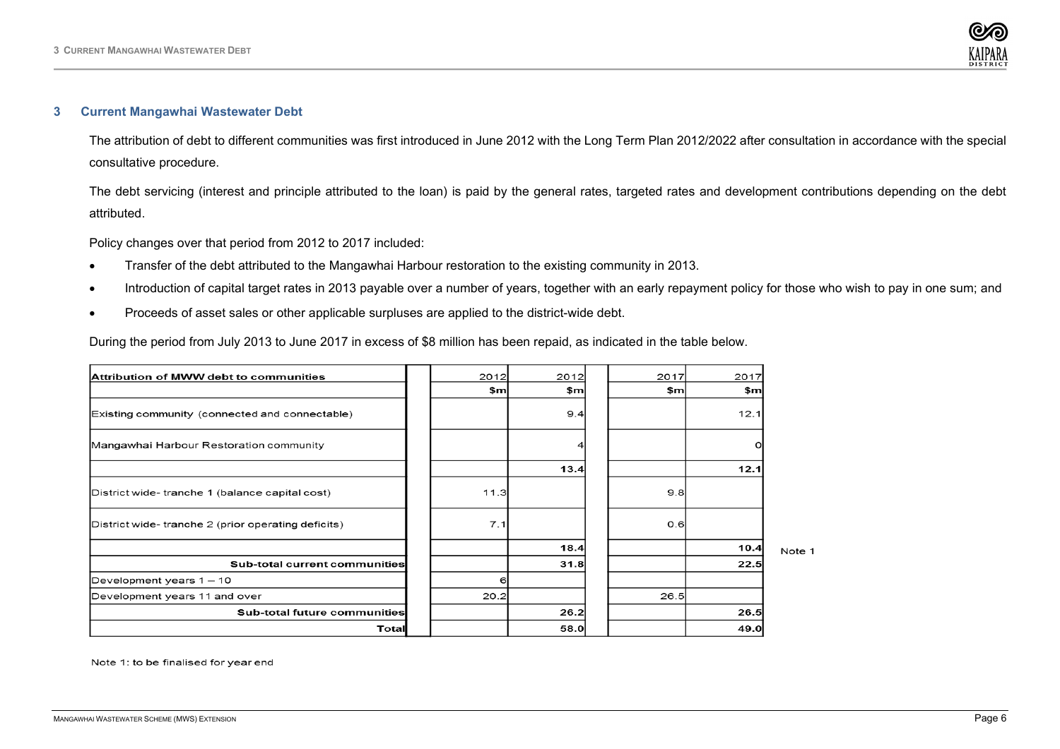## 3 Current Mangawhai Wastewater Debt

The attribution of debt to different communities was first introduced in June 2012 with the Long Term Plan 2012/2022 after consultation in accordance with the special consultative procedure.

The debt servicing (interest and principle attributed to the loan) is paid by the general rates, targeted rates and development contributions depending on the debt attributed.

Policy changes over that period from 2012 to 2017 included:

- Transfer of the debt attributed to the Mangawhai Harbour restoration to the existing community in 2013.
- Introduction of capital target rates in 2013 payable over a number of years, together with an early repayment policy for those who wish to pay in one sum; and
- Proceeds of asset sales or other applicable surpluses are applied to the district-wide debt.

During the period from July 2013 to June 2017 in excess of $8 million has been repaid, as indicated in the table below.

| Attribution of MWW debt to communities | 2012 | 2012 | 2017 | 2017 | |
|---|---|---|---|---|---|
| | $m | $m | $m | $m | |
| Existing community (connected and connectable) | | 9.4 | | 12.1 | |
| Mangawhai Harbour Restoration community | | 4 | | 0 | |
| | | 13.4 | | 12.1 | |
| District wide- tranche 1 (balance capital cost) | 11.3 | | 9.8 | | |
| District wide- tranche 2 (prior operating deficits) | 7.1 | | 0.6 | | |
| | | 18.4 | | 10.4 | Note 1 |
| Sub-total current communities | | 31.8 | | 22.5 | |
| Development years 1 – 10 | 6 | | | | |
| Development years 11 and over | 20.2 | | 26.5 | | |
| Sub-total future communities | | 26.2 | | 26.5 | |
| Total | | 58.0 | | 49.0 | |

Note 1: to be finalised for year end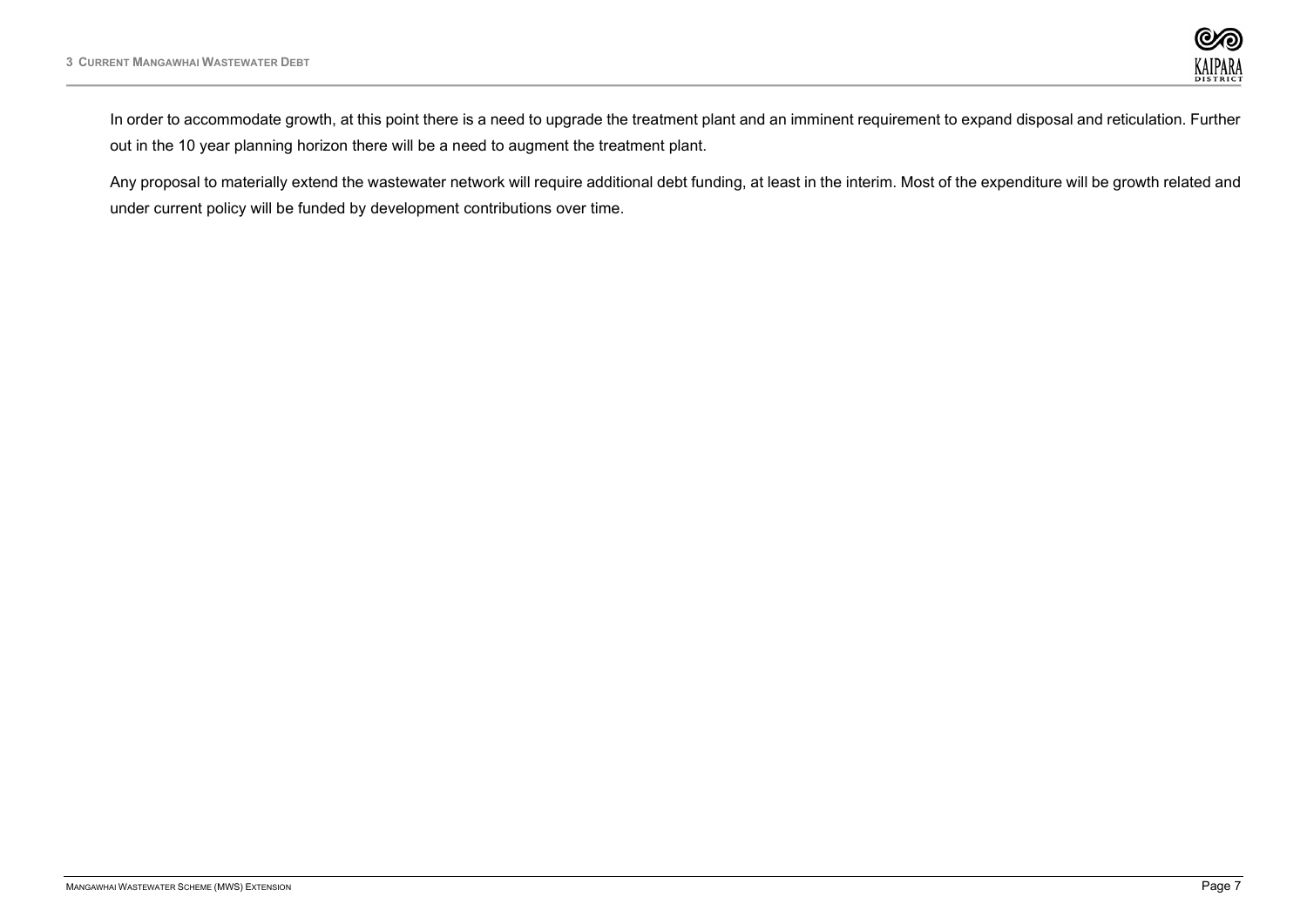In order to accommodate growth, at this point there is a need to upgrade the treatment plant and an imminent requirement to expand disposal and reticulation. Further out in the 10 year planning horizon there will be a need to augment the treatment plant.

Any proposal to materially extend the wastewater network will require additional debt funding, at least in the interim. Most of the expenditure will be growth related and under current policy will be funded by development contributions over time.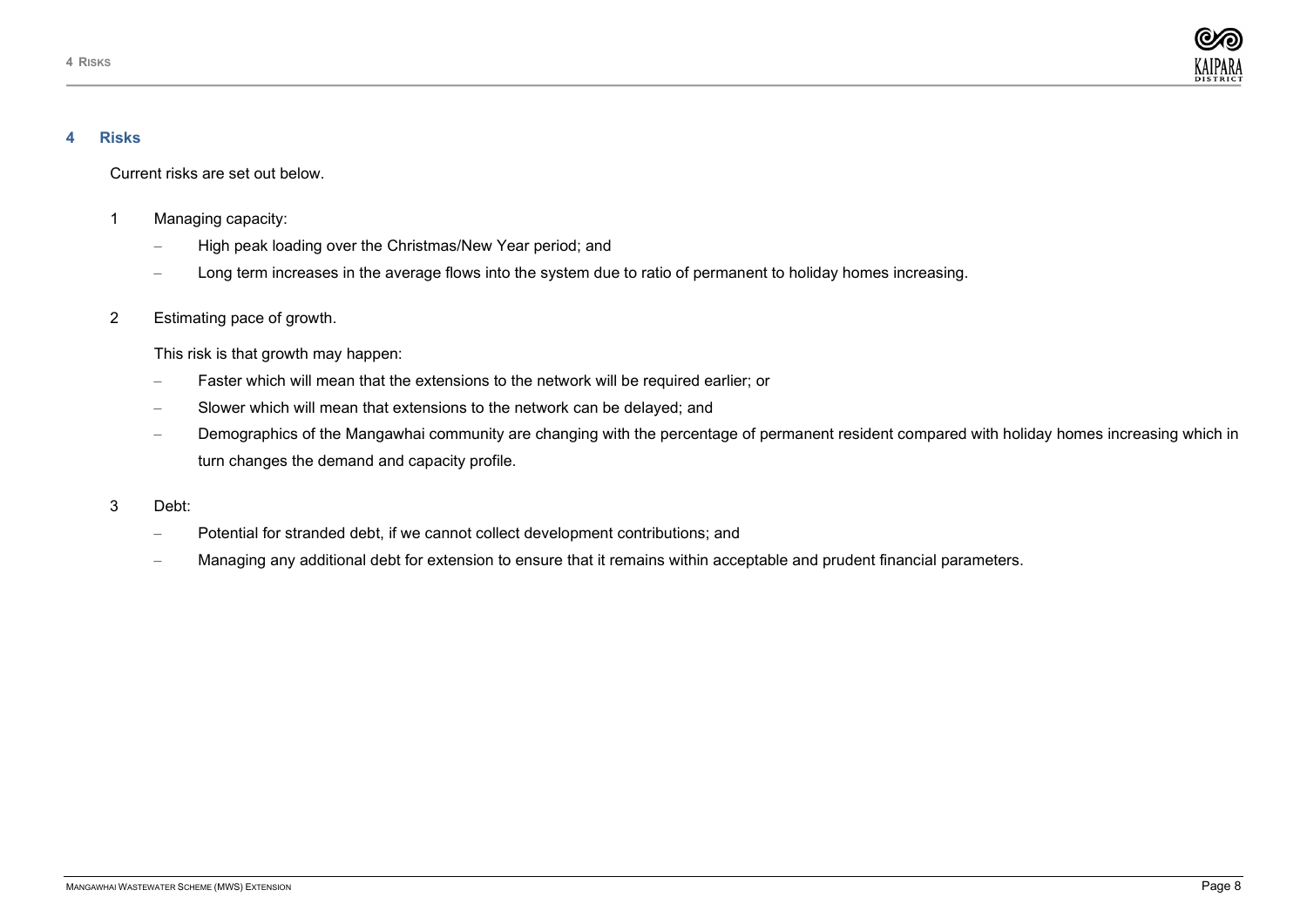## 4 Risks

Current risks are set out below.

1. Managing capacity:
   - High peak loading over the Christmas/New Year period; and
   - Long term increases in the average flows into the system due to ratio of permanent to holiday homes increasing.

2. Estimating pace of growth.

   This risk is that growth may happen:
   - Faster which will mean that the extensions to the network will be required earlier; or
   - Slower which will mean that extensions to the network can be delayed; and
   - Demographics of the Mangawhai community are changing with the percentage of permanent resident compared with holiday homes increasing which in turn changes the demand and capacity profile.

3. Debt:
   - Potential for stranded debt, if we cannot collect development contributions; and
   - Managing any additional debt for extension to ensure that it remains within acceptable and prudent financial parameters.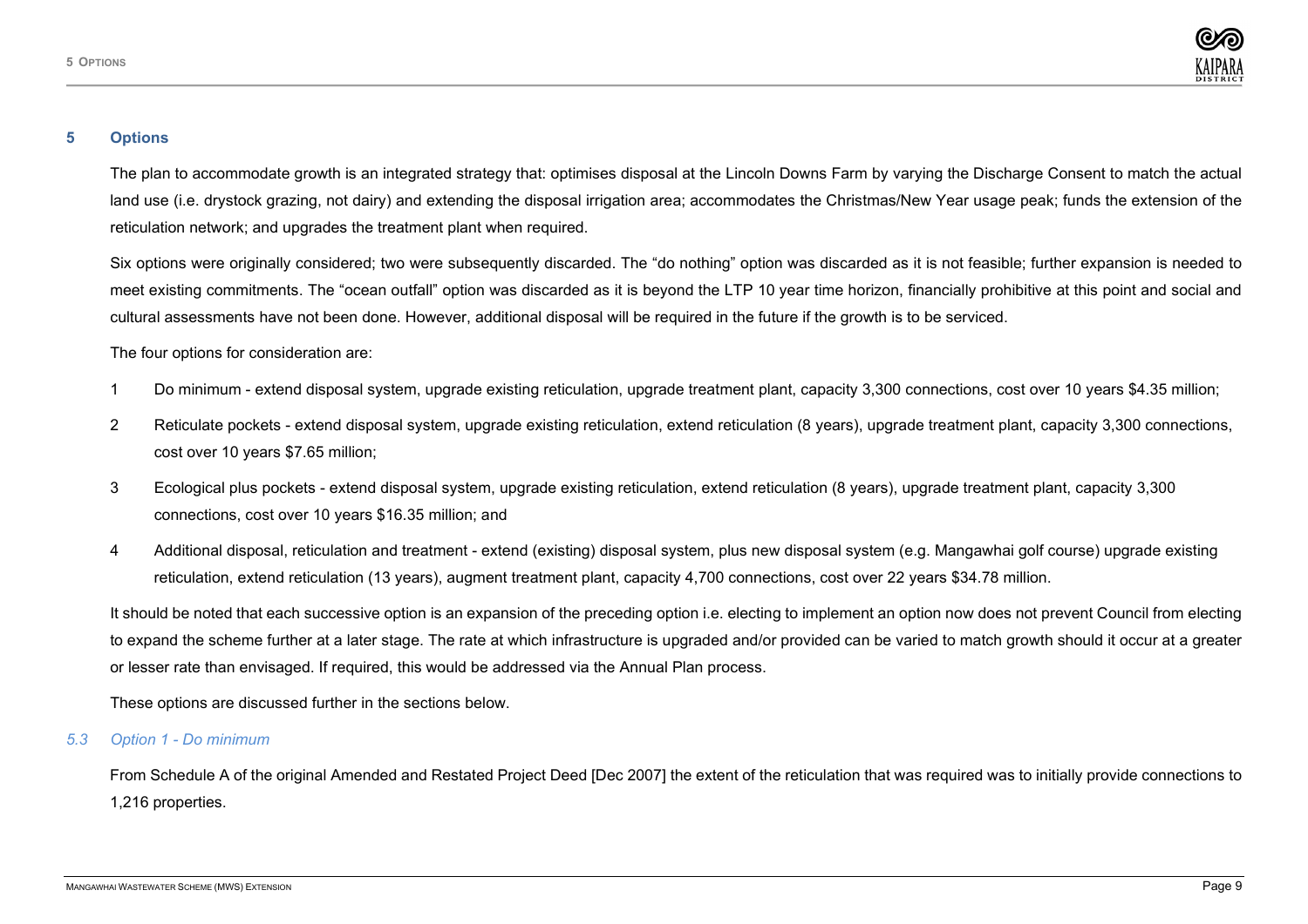## 5 Options

The plan to accommodate growth is an integrated strategy that: optimises disposal at the Lincoln Downs Farm by varying the Discharge Consent to match the actual land use (i.e. drystock grazing, not dairy) and extending the disposal irrigation area; accommodates the Christmas/New Year usage peak; funds the extension of the reticulation network; and upgrades the treatment plant when required.

Six options were originally considered; two were subsequently discarded. The "do nothing" option was discarded as it is not feasible; further expansion is needed to meet existing commitments. The "ocean outfall" option was discarded as it is beyond the LTP 10 year time horizon, financially prohibitive at this point and social and cultural assessments have not been done. However, additional disposal will be required in the future if the growth is to be serviced.

The four options for consideration are:

1. Do minimum - extend disposal system, upgrade existing reticulation, upgrade treatment plant, capacity 3,300 connections, cost over 10 years $4.35 million;
2. Reticulate pockets - extend disposal system, upgrade existing reticulation, extend reticulation (8 years), upgrade treatment plant, capacity 3,300 connections, cost over 10 years $7.65 million;
3. Ecological plus pockets - extend disposal system, upgrade existing reticulation, extend reticulation (8 years), upgrade treatment plant, capacity 3,300 connections, cost over 10 years $16.35 million; and
4. Additional disposal, reticulation and treatment - extend (existing) disposal system, plus new disposal system (e.g. Mangawhai golf course) upgrade existing reticulation, extend reticulation (13 years), augment treatment plant, capacity 4,700 connections, cost over 22 years $34.78 million.

It should be noted that each successive option is an expansion of the preceding option i.e. electing to implement an option now does not prevent Council from electing to expand the scheme further at a later stage. The rate at which infrastructure is upgraded and/or provided can be varied to match growth should it occur at a greater or lesser rate than envisaged. If required, this would be addressed via the Annual Plan process.

These options are discussed further in the sections below.

### *5.3 Option 1 - Do minimum*

From Schedule A of the original Amended and Restated Project Deed [Dec 2007] the extent of the reticulation that was required was to initially provide connections to 1,216 properties.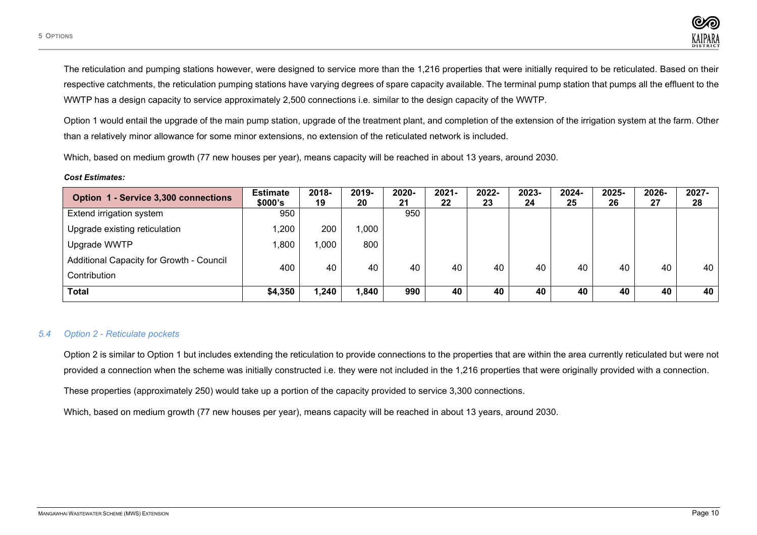The reticulation and pumping stations however, were designed to service more than the 1,216 properties that were initially required to be reticulated. Based on their respective catchments, the reticulation pumping stations have varying degrees of spare capacity available. The terminal pump station that pumps all the effluent to the WWTP has a design capacity to service approximately 2,500 connections i.e. similar to the design capacity of the WWTP.

Option 1 would entail the upgrade of the main pump station, upgrade of the treatment plant, and completion of the extension of the irrigation system at the farm. Other than a relatively minor allowance for some minor extensions, no extension of the reticulated network is included.

Which, based on medium growth (77 new houses per year), means capacity will be reached in about 13 years, around 2030.

***Cost Estimates:***

| Option 1 - Service 3,300 connections | Estimate $000's | 2018-19 | 2019-20 | 2020-21 | 2021-22 | 2022-23 | 2023-24 | 2024-25 | 2025-26 | 2026-27 | 2027-28 |
|---|---|---|---|---|---|---|---|---|---|---|---|
| Extend irrigation system | 950 | | | 950 | | | | | | | |
| Upgrade existing reticulation | 1,200 | 200 | 1,000 | | | | | | | | |
| Upgrade WWTP | 1,800 | 1,000 | 800 | | | | | | | | |
| Additional Capacity for Growth - Council Contribution | 400 | 40 | 40 | 40 | 40 | 40 | 40 | 40 | 40 | 40 | 40 |
| **Total** | **$4,350** | **1,240** | **1,840** | **990** | **40** | **40** | **40** | **40** | **40** | **40** | **40** |

### *5.4 Option 2 - Reticulate pockets*

Option 2 is similar to Option 1 but includes extending the reticulation to provide connections to the properties that are within the area currently reticulated but were not provided a connection when the scheme was initially constructed i.e. they were not included in the 1,216 properties that were originally provided with a connection.

These properties (approximately 250) would take up a portion of the capacity provided to service 3,300 connections.

Which, based on medium growth (77 new houses per year), means capacity will be reached in about 13 years, around 2030.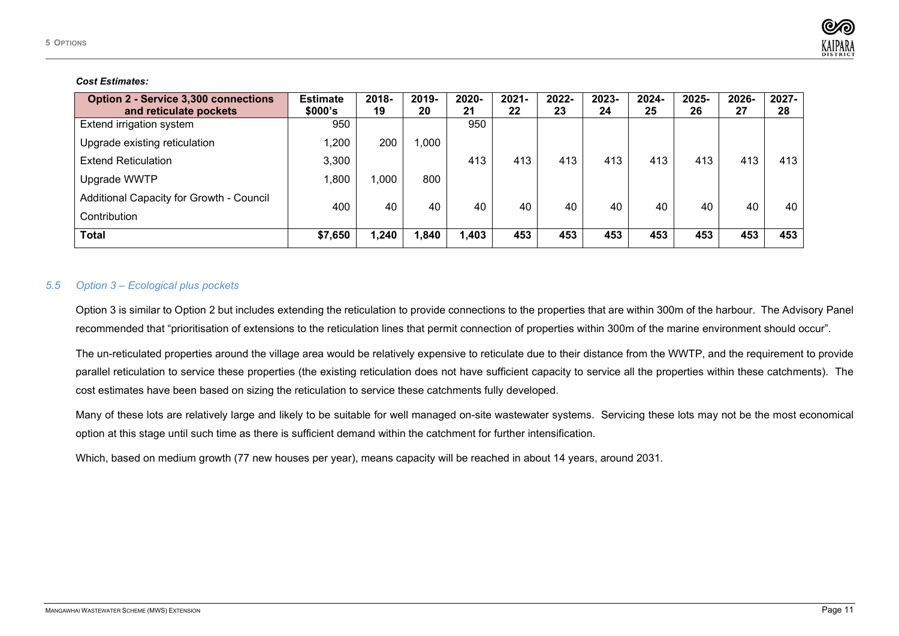***Cost Estimates:***

| Option 2 - Service 3,300 connections and reticulate pockets | Estimate $000's | 2018-19 | 2019-20 | 2020-21 | 2021-22 | 2022-23 | 2023-24 | 2024-25 | 2025-26 | 2026-27 | 2027-28 |
|---|---|---|---|---|---|---|---|---|---|---|---|
| Extend irrigation system | 950 | | | 950 | | | | | | | |
| Upgrade existing reticulation | 1,200 | 200 | 1,000 | | | | | | | | |
| Extend Reticulation | 3,300 | | | 413 | 413 | 413 | 413 | 413 | 413 | 413 | 413 |
| Upgrade WWTP | 1,800 | 1,000 | 800 | | | | | | | | |
| Additional Capacity for Growth - Council Contribution | 400 | 40 | 40 | 40 | 40 | 40 | 40 | 40 | 40 | 40 | 40 |
| **Total** | **$7,650** | **1,240** | **1,840** | **1,403** | **453** | **453** | **453** | **453** | **453** | **453** | **453** |

## *5.5 Option 3 – Ecological plus pockets*

Option 3 is similar to Option 2 but includes extending the reticulation to provide connections to the properties that are within 300m of the harbour. The Advisory Panel recommended that "prioritisation of extensions to the reticulation lines that permit connection of properties within 300m of the marine environment should occur".

The un-reticulated properties around the village area would be relatively expensive to reticulate due to their distance from the WWTP, and the requirement to provide parallel reticulation to service these properties (the existing reticulation does not have sufficient capacity to service all the properties within these catchments). The cost estimates have been based on sizing the reticulation to service these catchments fully developed.

Many of these lots are relatively large and likely to be suitable for well managed on-site wastewater systems. Servicing these lots may not be the most economical option at this stage until such time as there is sufficient demand within the catchment for further intensification.

Which, based on medium growth (77 new houses per year), means capacity will be reached in about 14 years, around 2031.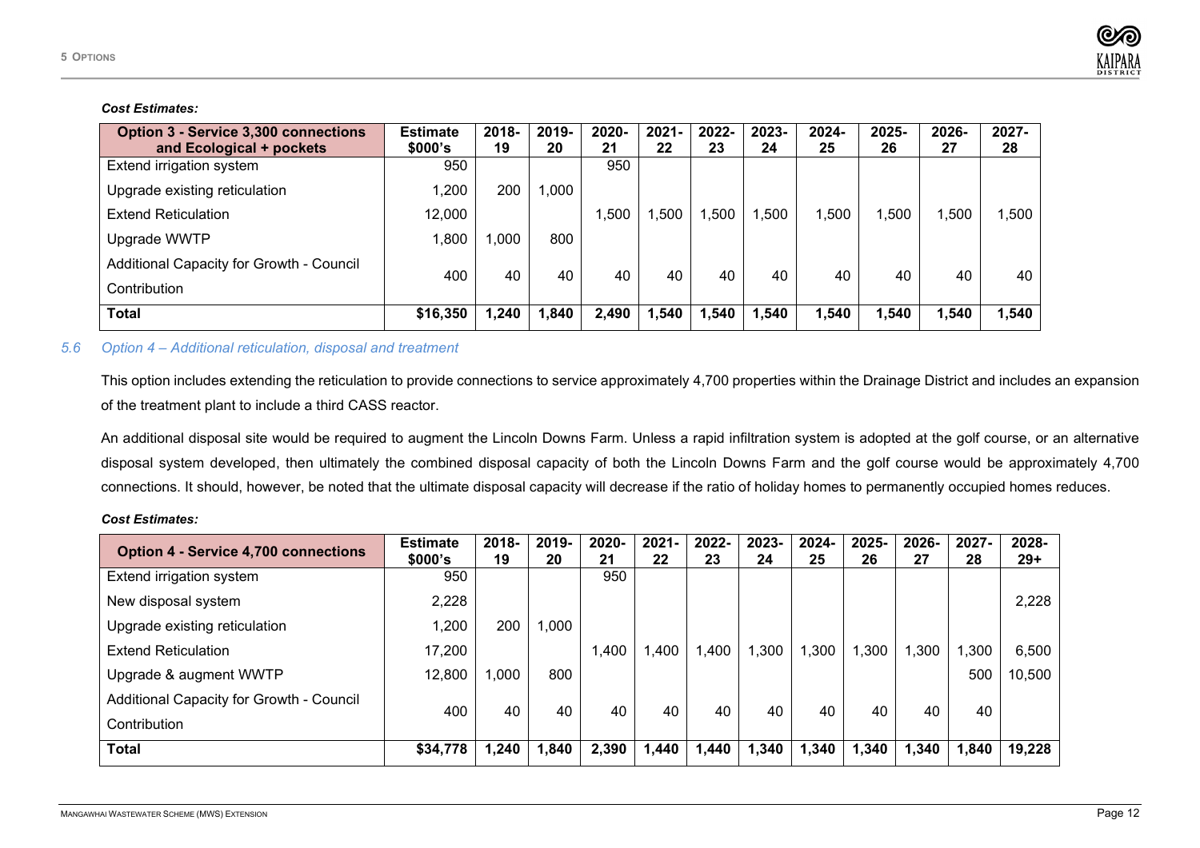***Cost Estimates:***

| Option 3 - Service 3,300 connections and Ecological + pockets | Estimate $000's | 2018-19 | 2019-20 | 2020-21 | 2021-22 | 2022-23 | 2023-24 | 2024-25 | 2025-26 | 2026-27 | 2027-28 |
|---|---|---|---|---|---|---|---|---|---|---|---|
| Extend irrigation system | 950 | | | 950 | | | | | | | |
| Upgrade existing reticulation | 1,200 | 200 | 1,000 | | | | | | | | |
| Extend Reticulation | 12,000 | | | 1,500 | 1,500 | 1,500 | 1,500 | 1,500 | 1,500 | 1,500 | 1,500 |
| Upgrade WWTP | 1,800 | 1,000 | 800 | | | | | | | | |
| Additional Capacity for Growth - Council Contribution | 400 | 40 | 40 | 40 | 40 | 40 | 40 | 40 | 40 | 40 | 40 |
| **Total** | **$16,350** | **1,240** | **1,840** | **2,490** | **1,540** | **1,540** | **1,540** | **1,540** | **1,540** | **1,540** | **1,540** |

### *5.6 Option 4 – Additional reticulation, disposal and treatment*

This option includes extending the reticulation to provide connections to service approximately 4,700 properties within the Drainage District and includes an expansion of the treatment plant to include a third CASS reactor.

An additional disposal site would be required to augment the Lincoln Downs Farm. Unless a rapid infiltration system is adopted at the golf course, or an alternative disposal system developed, then ultimately the combined disposal capacity of both the Lincoln Downs Farm and the golf course would be approximately 4,700 connections. It should, however, be noted that the ultimate disposal capacity will decrease if the ratio of holiday homes to permanently occupied homes reduces.

***Cost Estimates:***

| Option 4 - Service 4,700 connections | Estimate $000's | 2018-19 | 2019-20 | 2020-21 | 2021-22 | 2022-23 | 2023-24 | 2024-25 | 2025-26 | 2026-27 | 2027-28 | 2028-29+ |
|---|---|---|---|---|---|---|---|---|---|---|---|---|
| Extend irrigation system | 950 | | | 950 | | | | | | | | |
| New disposal system | 2,228 | | | | | | | | | | | 2,228 |
| Upgrade existing reticulation | 1,200 | 200 | 1,000 | | | | | | | | | |
| Extend Reticulation | 17,200 | | | 1,400 | 1,400 | 1,400 | 1,300 | 1,300 | 1,300 | 1,300 | 1,300 | 6,500 |
| Upgrade & augment WWTP | 12,800 | 1,000 | 800 | | | | | | | | 500 | 10,500 |
| Additional Capacity for Growth - Council Contribution | 400 | 40 | 40 | 40 | 40 | 40 | 40 | 40 | 40 | 40 | 40 | |
| **Total** | **$34,778** | **1,240** | **1,840** | **2,390** | **1,440** | **1,440** | **1,340** | **1,340** | **1,340** | **1,340** | **1,840** | **19,228** |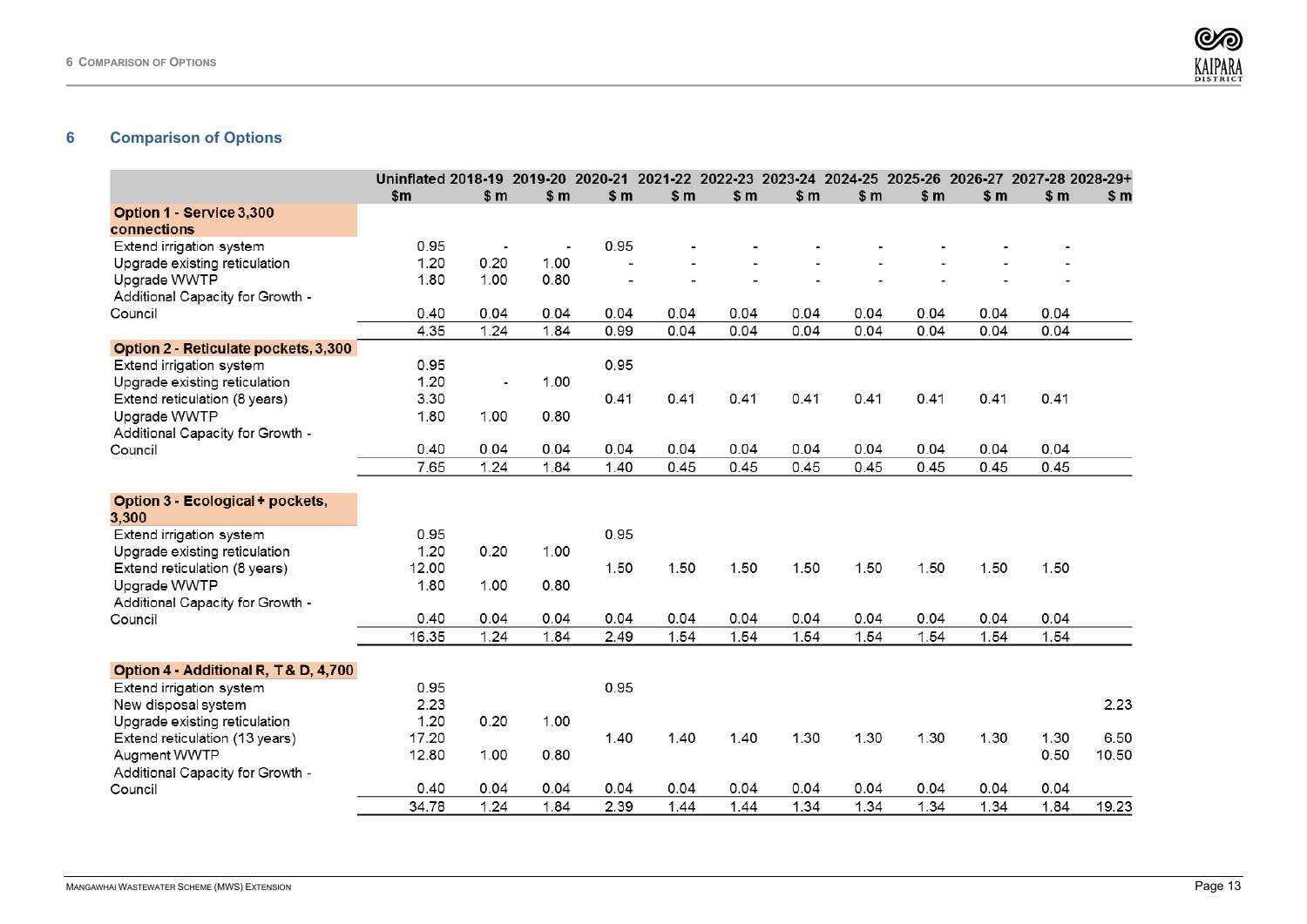## 6 Comparison of Options

| | Uninflated $m | 2018-19 $ m | 2019-20 $ m | 2020-21 $ m | 2021-22 $ m | 2022-23 $ m | 2023-24 $ m | 2024-25 $ m | 2025-26 $ m | 2026-27 $ m | 2027-28 $ m | 2028-29+ $ m |
|---|---|---|---|---|---|---|---|---|---|---|---|---|
| **Option 1 - Service 3,300 connections** | | | | | | | | | | | | |
| Extend irrigation system | 0.95 | - | - | 0.95 | - | - | - | - | - | - | - | |
| Upgrade existing reticulation | 1.20 | 0.20 | 1.00 | - | - | - | - | - | - | - | - | |
| Upgrade WWTP | 1.80 | 1.00 | 0.80 | - | - | - | - | - | - | - | - | |
| Additional Capacity for Growth - Council | 0.40 | 0.04 | 0.04 | 0.04 | 0.04 | 0.04 | 0.04 | 0.04 | 0.04 | 0.04 | 0.04 | |
| | 4.35 | 1.24 | 1.84 | 0.99 | 0.04 | 0.04 | 0.04 | 0.04 | 0.04 | 0.04 | 0.04 | |
| **Option 2 - Reticulate pockets, 3,300** | | | | | | | | | | | | |
| Extend irrigation system | 0.95 | | | 0.95 | | | | | | | | |
| Upgrade existing reticulation | 1.20 | - | 1.00 | | | | | | | | | |
| Extend reticulation (8 years) | 3.30 | | | 0.41 | 0.41 | 0.41 | 0.41 | 0.41 | 0.41 | 0.41 | 0.41 | |
| Upgrade WWTP | 1.80 | 1.00 | 0.80 | | | | | | | | | |
| Additional Capacity for Growth - Council | 0.40 | 0.04 | 0.04 | 0.04 | 0.04 | 0.04 | 0.04 | 0.04 | 0.04 | 0.04 | 0.04 | |
| | 7.65 | 1.24 | 1.84 | 1.40 | 0.45 | 0.45 | 0.45 | 0.45 | 0.45 | 0.45 | 0.45 | |
| **Option 3 - Ecological + pockets, 3,300** | | | | | | | | | | | | |
| Extend irrigation system | 0.95 | | | 0.95 | | | | | | | | |
| Upgrade existing reticulation | 1.20 | 0.20 | 1.00 | | | | | | | | | |
| Extend reticulation (8 years) | 12.00 | | | 1.50 | 1.50 | 1.50 | 1.50 | 1.50 | 1.50 | 1.50 | 1.50 | |
| Upgrade WWTP | 1.80 | 1.00 | 0.80 | | | | | | | | | |
| Additional Capacity for Growth - Council | 0.40 | 0.04 | 0.04 | 0.04 | 0.04 | 0.04 | 0.04 | 0.04 | 0.04 | 0.04 | 0.04 | |
| | 16.35 | 1.24 | 1.84 | 2.49 | 1.54 | 1.54 | 1.54 | 1.54 | 1.54 | 1.54 | 1.54 | |
| **Option 4 - Additional R, T & D, 4,700** | | | | | | | | | | | | |
| Extend irrigation system | 0.95 | | | 0.95 | | | | | | | | |
| New disposal system | 2.23 | | | | | | | | | | | 2.23 |
| Upgrade existing reticulation | 1.20 | 0.20 | 1.00 | | | | | | | | | |
| Extend reticulation (13 years) | 17.20 | | | 1.40 | 1.40 | 1.40 | 1.30 | 1.30 | 1.30 | 1.30 | 1.30 | 6.50 |
| Augment WWTP | 12.80 | 1.00 | 0.80 | | | | | | | | 0.50 | 10.50 |
| Additional Capacity for Growth - Council | 0.40 | 0.04 | 0.04 | 0.04 | 0.04 | 0.04 | 0.04 | 0.04 | 0.04 | 0.04 | 0.04 | |
| | 34.78 | 1.24 | 1.84 | 2.39 | 1.44 | 1.44 | 1.34 | 1.34 | 1.34 | 1.34 | 1.84 | 19.23 |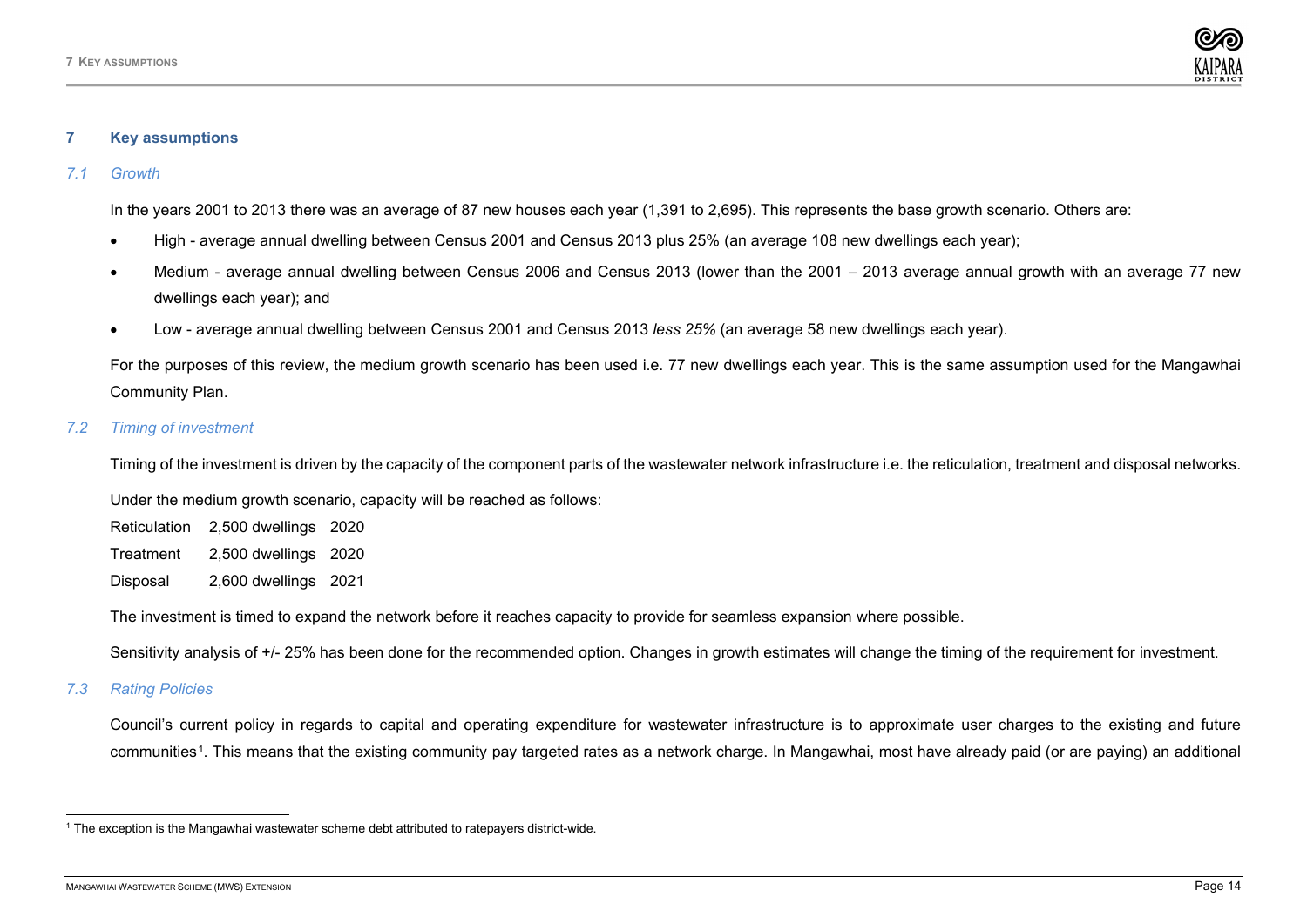## 7 Key assumptions

### *7.1 Growth*

In the years 2001 to 2013 there was an average of 87 new houses each year (1,391 to 2,695). This represents the base growth scenario. Others are:

- High - average annual dwelling between Census 2001 and Census 2013 plus 25% (an average 108 new dwellings each year);
- Medium - average annual dwelling between Census 2006 and Census 2013 (lower than the 2001 – 2013 average annual growth with an average 77 new dwellings each year); and
- Low - average annual dwelling between Census 2001 and Census 2013 *less 25%* (an average 58 new dwellings each year).

For the purposes of this review, the medium growth scenario has been used i.e. 77 new dwellings each year. This is the same assumption used for the Mangawhai Community Plan.

### *7.2 Timing of investment*

Timing of the investment is driven by the capacity of the component parts of the wastewater network infrastructure i.e. the reticulation, treatment and disposal networks.

Under the medium growth scenario, capacity will be reached as follows:

| | | |
|---|---|---|
| Reticulation | 2,500 dwellings | 2020 |
| Treatment | 2,500 dwellings | 2020 |
| Disposal | 2,600 dwellings | 2021 |

The investment is timed to expand the network before it reaches capacity to provide for seamless expansion where possible.

Sensitivity analysis of +/- 25% has been done for the recommended option. Changes in growth estimates will change the timing of the requirement for investment.

### *7.3 Rating Policies*

Council's current policy in regards to capital and operating expenditure for wastewater infrastructure is to approximate user charges to the existing and future communities[1]. This means that the existing community pay targeted rates as a network charge. In Mangawhai, most have already paid (or are paying) an additional

[1] The exception is the Mangawhai wastewater scheme debt attributed to ratepayers district-wide.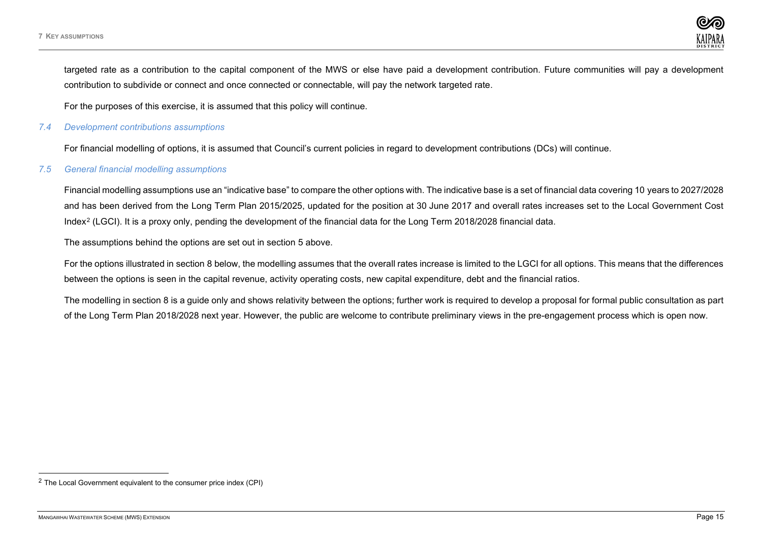targeted rate as a contribution to the capital component of the MWS or else have paid a development contribution. Future communities will pay a development contribution to subdivide or connect and once connected or connectable, will pay the network targeted rate.

For the purposes of this exercise, it is assumed that this policy will continue.

### *7.4 Development contributions assumptions*

For financial modelling of options, it is assumed that Council's current policies in regard to development contributions (DCs) will continue.

### *7.5 General financial modelling assumptions*

Financial modelling assumptions use an "indicative base" to compare the other options with. The indicative base is a set of financial data covering 10 years to 2027/2028 and has been derived from the Long Term Plan 2015/2025, updated for the position at 30 June 2017 and overall rates increases set to the Local Government Cost Index[2] (LGCI). It is a proxy only, pending the development of the financial data for the Long Term 2018/2028 financial data.

The assumptions behind the options are set out in section 5 above.

For the options illustrated in section 8 below, the modelling assumes that the overall rates increase is limited to the LGCI for all options. This means that the differences between the options is seen in the capital revenue, activity operating costs, new capital expenditure, debt and the financial ratios.

The modelling in section 8 is a guide only and shows relativity between the options; further work is required to develop a proposal for formal public consultation as part of the Long Term Plan 2018/2028 next year. However, the public are welcome to contribute preliminary views in the pre-engagement process which is open now.

---

[2] The Local Government equivalent to the consumer price index (CPI)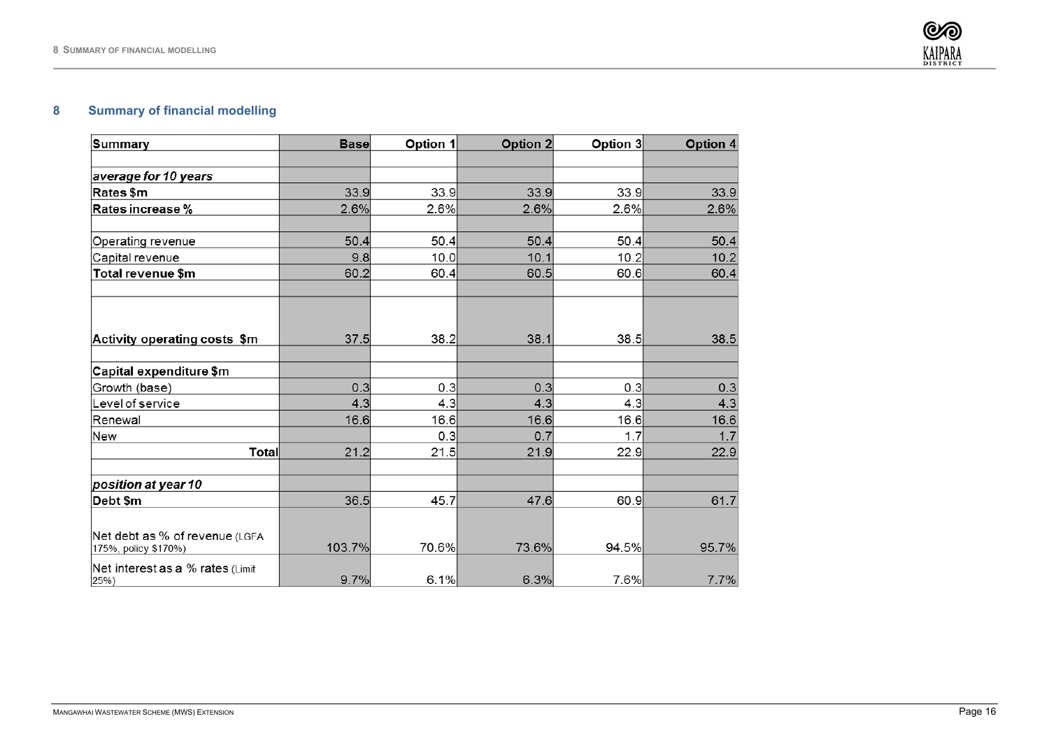## 8 Summary of financial modelling

| Summary | Base | Option 1 | Option 2 | Option 3 | Option 4 |
|---|---|---|---|---|---|
| | | | | | |
| *average for 10 years* | | | | | |
| **Rates $m** | 33.9 | 33.9 | 33.9 | 33.9 | 33.9 |
| **Rates increase %** | 2.6% | 2.6% | 2.6% | 2.6% | 2.6% |
| | | | | | |
| Operating revenue | 50.4 | 50.4 | 50.4 | 50.4 | 50.4 |
| Capital revenue | 9.8 | 10.0 | 10.1 | 10.2 | 10.2 |
| **Total revenue $m** | 60.2 | 60.4 | 60.5 | 60.6 | 60.4 |
| | | | | | |
| **Activity operating costs $m** | 37.5 | 38.2 | 38.1 | 38.5 | 38.5 |
| | | | | | |
| **Capital expenditure $m** | | | | | |
| Growth (base) | 0.3 | 0.3 | 0.3 | 0.3 | 0.3 |
| Level of service | 4.3 | 4.3 | 4.3 | 4.3 | 4.3 |
| Renewal | 16.6 | 16.6 | 16.6 | 16.6 | 16.6 |
| New | | 0.3 | 0.7 | 1.7 | 1.7 |
| **Total** | 21.2 | 21.5 | 21.9 | 22.9 | 22.9 |
| | | | | | |
| *position at year 10* | | | | | |
| **Debt $m** | 36.5 | 45.7 | 47.6 | 60.9 | 61.7 |
| Net debt as % of revenue (LGFA 175%, policy $170%) | 103.7% | 70.6% | 73.6% | 94.5% | 95.7% |
| Net interest as a % rates (Limit 25%) | 9.7% | 6.1% | 6.3% | 7.6% | 7.7% |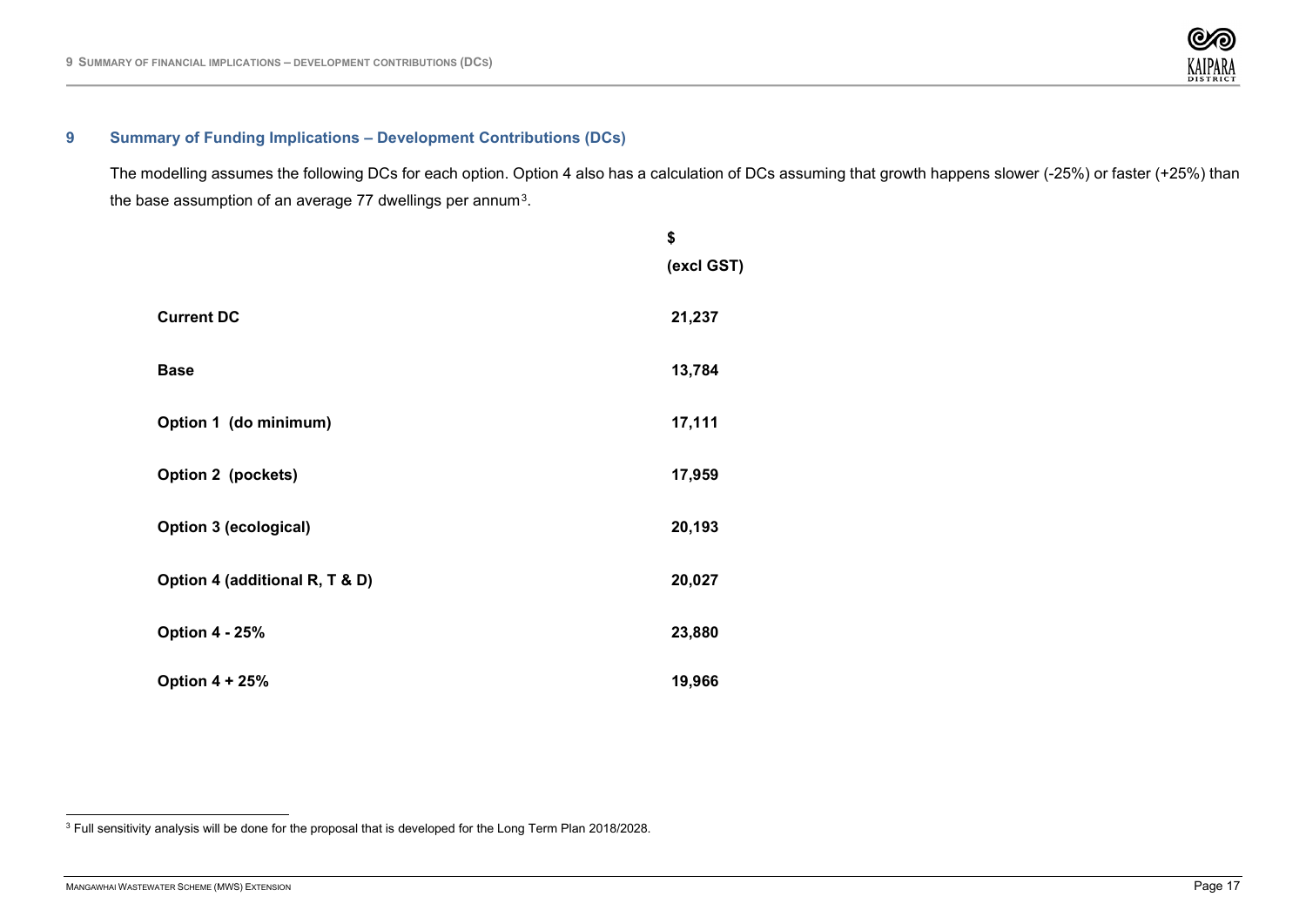## 9 Summary of Funding Implications – Development Contributions (DCs)

The modelling assumes the following DCs for each option. Option 4 also has a calculation of DCs assuming that growth happens slower (-25%) or faster (+25%) than the base assumption of an average 77 dwellings per annum[3].

| | **\$ (excl GST)** |
|---|---|
| **Current DC** | **21,237** |
| **Base** | **13,784** |
| **Option 1 (do minimum)** | **17,111** |
| **Option 2 (pockets)** | **17,959** |
| **Option 3 (ecological)** | **20,193** |
| **Option 4 (additional R, T & D)** | **20,027** |
| **Option 4 - 25%** | **23,880** |
| **Option 4 + 25%** | **19,966** |

[3] Full sensitivity analysis will be done for the proposal that is developed for the Long Term Plan 2018/2028.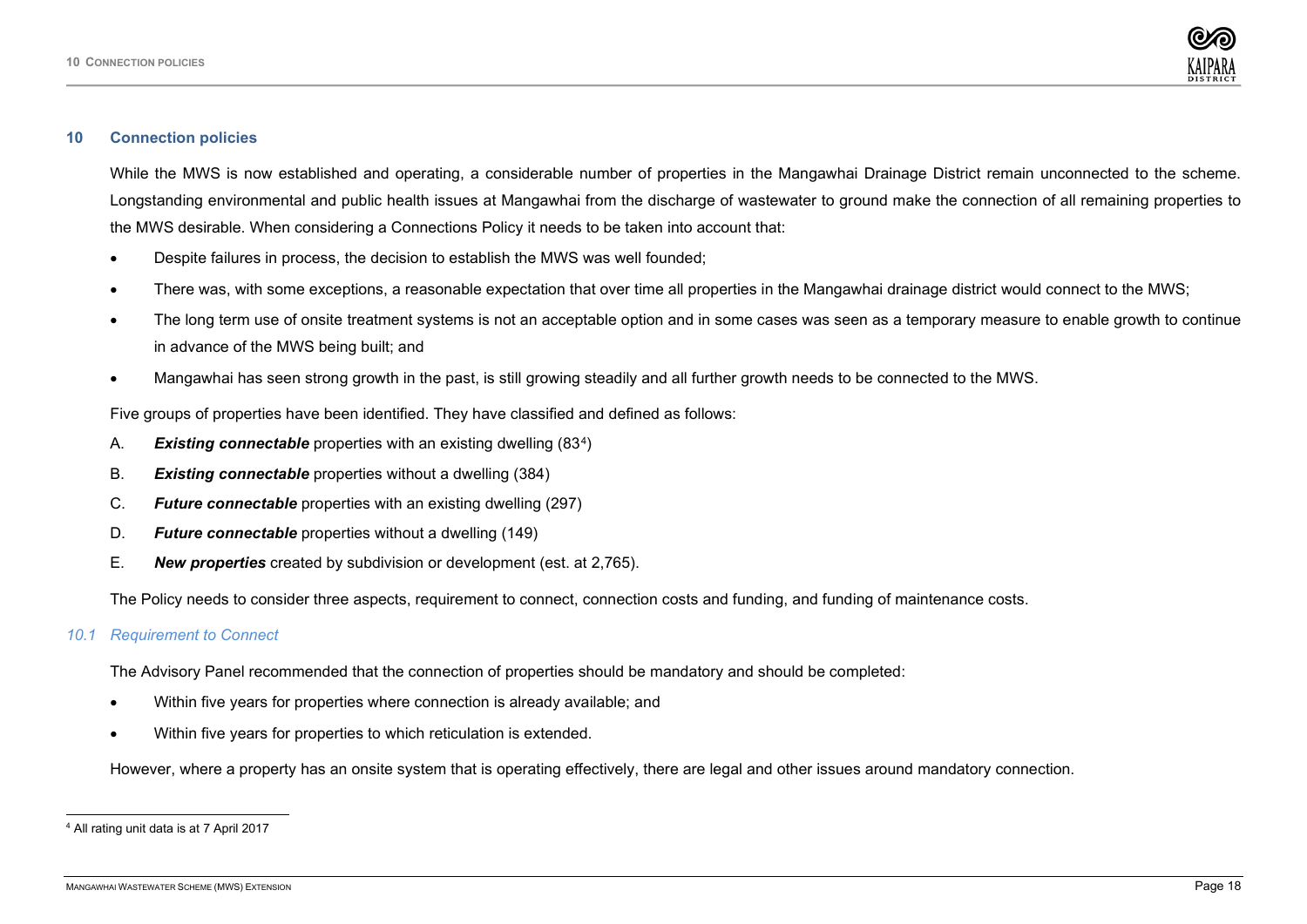## 10 Connection policies

While the MWS is now established and operating, a considerable number of properties in the Mangawhai Drainage District remain unconnected to the scheme. Longstanding environmental and public health issues at Mangawhai from the discharge of wastewater to ground make the connection of all remaining properties to the MWS desirable. When considering a Connections Policy it needs to be taken into account that:

- Despite failures in process, the decision to establish the MWS was well founded;
- There was, with some exceptions, a reasonable expectation that over time all properties in the Mangawhai drainage district would connect to the MWS;
- The long term use of onsite treatment systems is not an acceptable option and in some cases was seen as a temporary measure to enable growth to continue in advance of the MWS being built; and
- Mangawhai has seen strong growth in the past, is still growing steadily and all further growth needs to be connected to the MWS.

Five groups of properties have been identified. They have classified and defined as follows:

A. ***Existing connectable*** properties with an existing dwelling (83[4])

B. ***Existing connectable*** properties without a dwelling (384)

C. ***Future connectable*** properties with an existing dwelling (297)

D. ***Future connectable*** properties without a dwelling (149)

E. ***New properties*** created by subdivision or development (est. at 2,765).

The Policy needs to consider three aspects, requirement to connect, connection costs and funding, and funding of maintenance costs.

### *10.1 Requirement to Connect*

The Advisory Panel recommended that the connection of properties should be mandatory and should be completed:

- Within five years for properties where connection is already available; and
- Within five years for properties to which reticulation is extended.

However, where a property has an onsite system that is operating effectively, there are legal and other issues around mandatory connection.

[4] All rating unit data is at 7 April 2017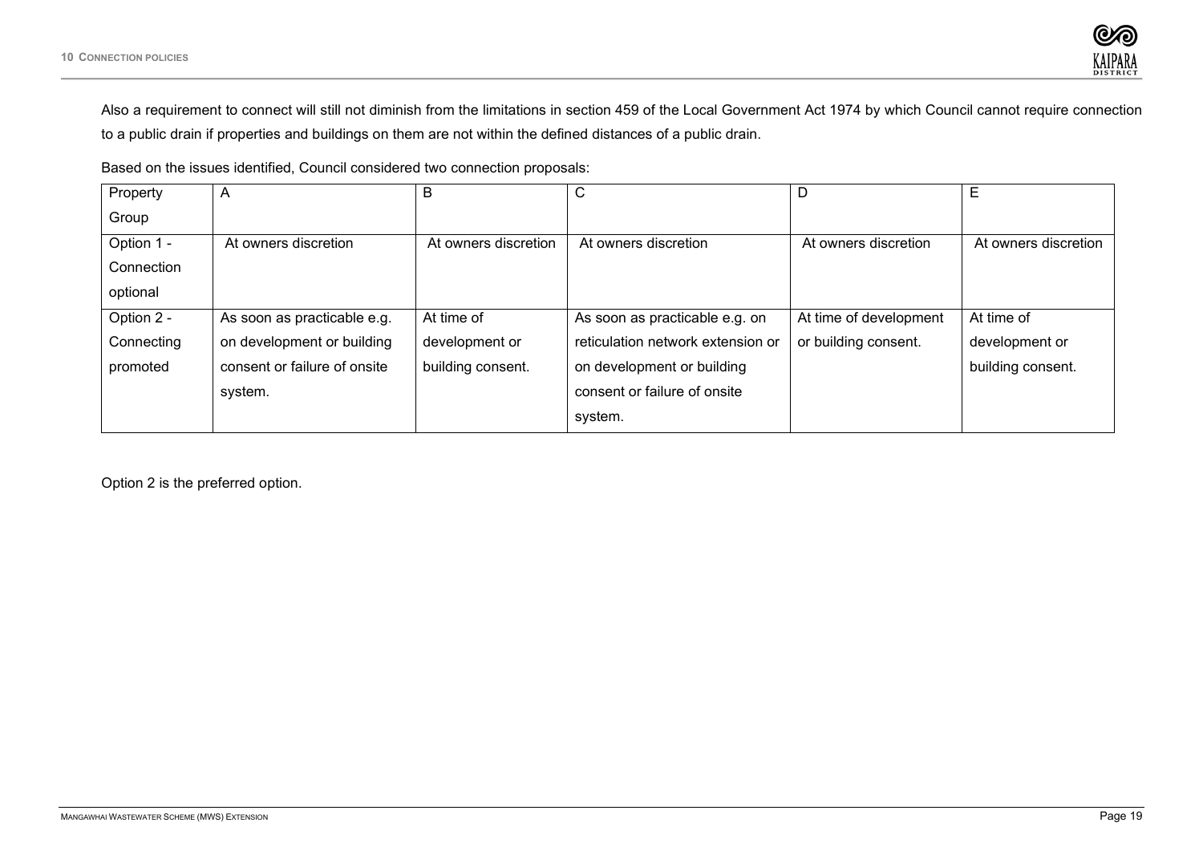Also a requirement to connect will still not diminish from the limitations in section 459 of the Local Government Act 1974 by which Council cannot require connection to a public drain if properties and buildings on them are not within the defined distances of a public drain.

Based on the issues identified, Council considered two connection proposals:

| Property Group | A | B | C | D | E |
|---|---|---|---|---|---|
| Option 1 - Connection optional | At owners discretion | At owners discretion | At owners discretion | At owners discretion | At owners discretion |
| Option 2 - Connecting promoted | As soon as practicable e.g. on development or building consent or failure of onsite system. | At time of development or building consent. | As soon as practicable e.g. on reticulation network extension or on development or building consent or failure of onsite system. | At time of development or building consent. | At time of development or building consent. |

Option 2 is the preferred option.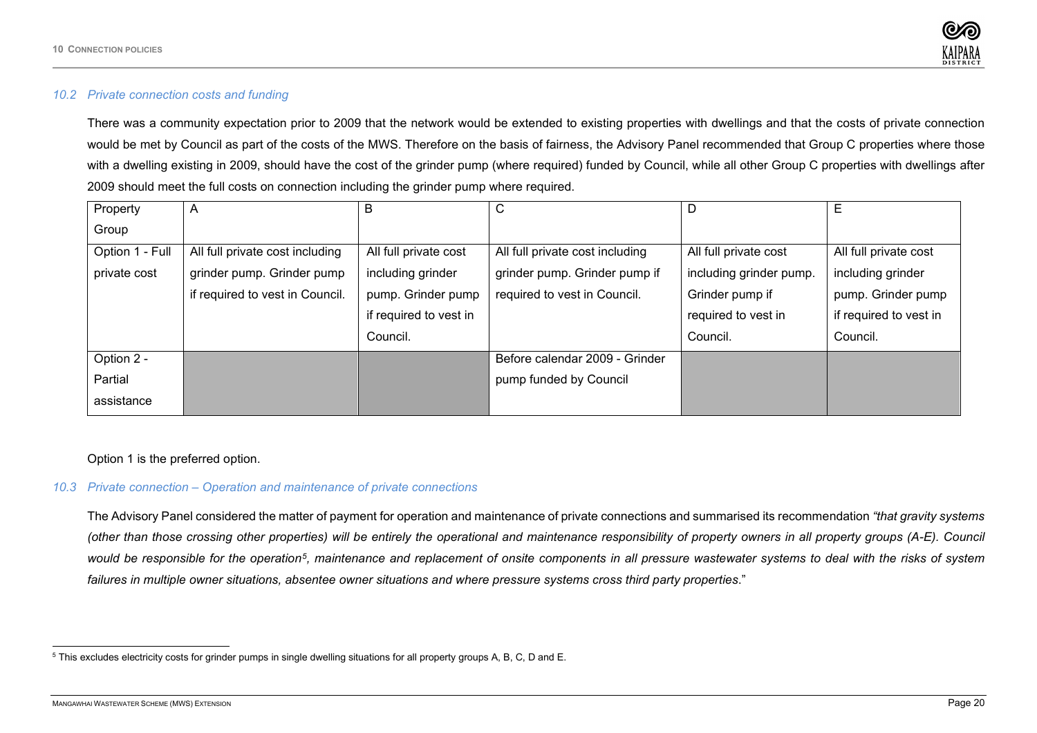### 10.2 Private connection costs and funding

There was a community expectation prior to 2009 that the network would be extended to existing properties with dwellings and that the costs of private connection would be met by Council as part of the costs of the MWS. Therefore on the basis of fairness, the Advisory Panel recommended that Group C properties where those with a dwelling existing in 2009, should have the cost of the grinder pump (where required) funded by Council, while all other Group C properties with dwellings after 2009 should meet the full costs on connection including the grinder pump where required.

| Property Group | A | B | C | D | E |
|---|---|---|---|---|---|
| Option 1 - Full private cost | All full private cost including grinder pump. Grinder pump if required to vest in Council. | All full private cost including grinder pump. Grinder pump if required to vest in Council. | All full private cost including grinder pump. Grinder pump if required to vest in Council. | All full private cost including grinder pump. Grinder pump if required to vest in Council. | All full private cost including grinder pump. Grinder pump if required to vest in Council. |
| Option 2 - Partial assistance | | | Before calendar 2009 - Grinder pump funded by Council | | |

Option 1 is the preferred option.

### 10.3 Private connection – Operation and maintenance of private connections

The Advisory Panel considered the matter of payment for operation and maintenance of private connections and summarised its recommendation *"that gravity systems (other than those crossing other properties) will be entirely the operational and maintenance responsibility of property owners in all property groups (A-E). Council would be responsible for the operation*[5]*, maintenance and replacement of onsite components in all pressure wastewater systems to deal with the risks of system failures in multiple owner situations, absentee owner situations and where pressure systems cross third party properties*."

[5] This excludes electricity costs for grinder pumps in single dwelling situations for all property groups A, B, C, D and E.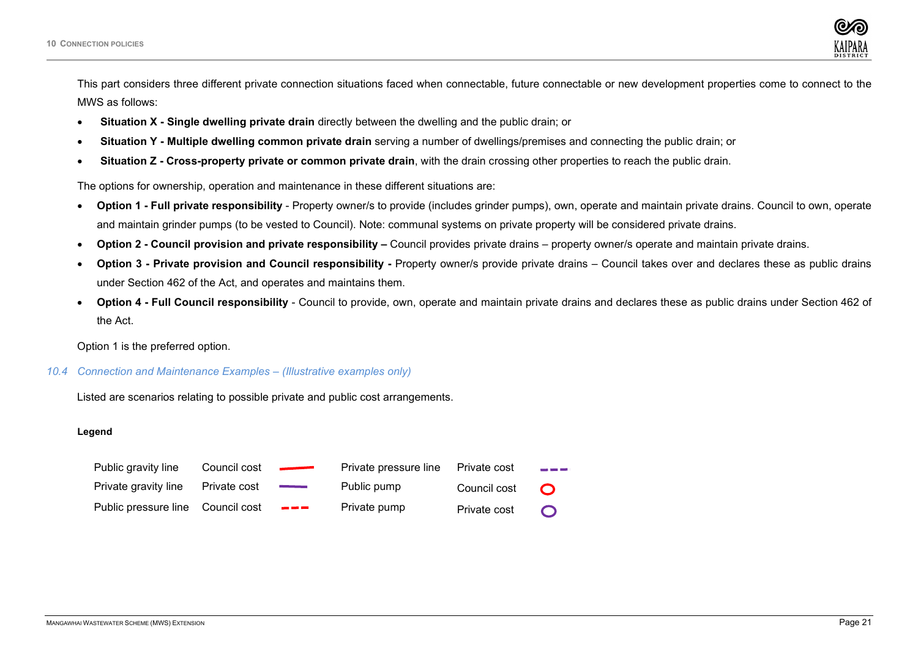This part considers three different private connection situations faced when connectable, future connectable or new development properties come to connect to the MWS as follows:

- **Situation X - Single dwelling private drain** directly between the dwelling and the public drain; or
- **Situation Y - Multiple dwelling common private drain** serving a number of dwellings/premises and connecting the public drain; or
- **Situation Z - Cross-property private or common private drain**, with the drain crossing other properties to reach the public drain.

The options for ownership, operation and maintenance in these different situations are:

- **Option 1 - Full private responsibility** - Property owner/s to provide (includes grinder pumps), own, operate and maintain private drains. Council to own, operate and maintain grinder pumps (to be vested to Council). Note: communal systems on private property will be considered private drains.
- **Option 2 - Council provision and private responsibility –** Council provides private drains – property owner/s operate and maintain private drains.
- **Option 3 - Private provision and Council responsibility -** Property owner/s provide private drains – Council takes over and declares these as public drains under Section 462 of the Act, and operates and maintains them.
- **Option 4 - Full Council responsibility** - Council to provide, own, operate and maintain private drains and declares these as public drains under Section 462 of the Act.

Option 1 is the preferred option.

## *10.4 Connection and Maintenance Examples – (Illustrative examples only)*

Listed are scenarios relating to possible private and public cost arrangements.

**Legend**

| | | | | | |
|---|---|---|---|---|---|
| Public gravity line | Council cost | red solid line | Private pressure line | Private cost | purple dashed line |
| Private gravity line | Private cost | purple solid line | Public pump | Council cost | red circle |
| Public pressure line | Council cost | red dashed line | Private pump | Private cost | purple circle |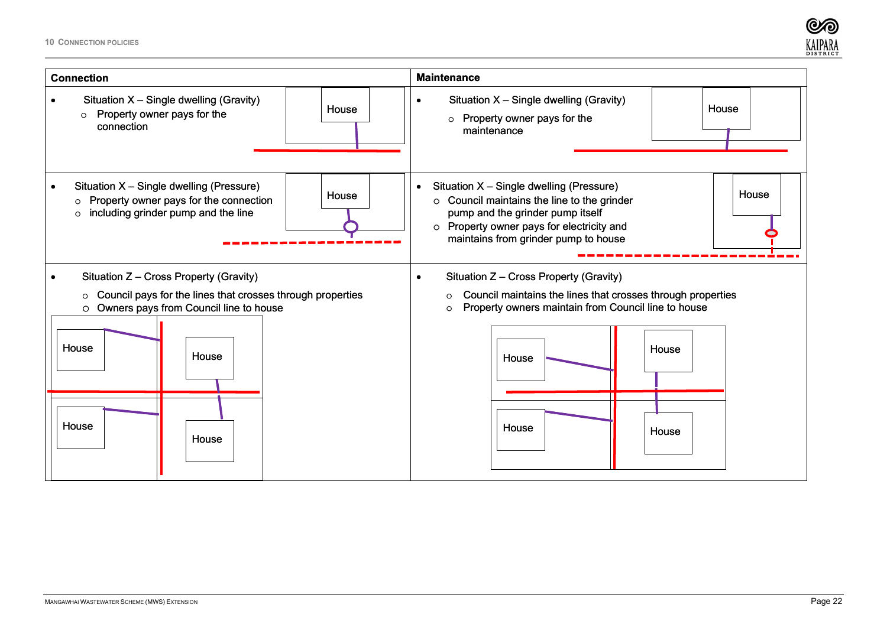| Connection | Maintenance |
| --- | --- |
| • Situation X – Single dwelling (Gravity)<br>  ○ Property owner pays for the connection<br><br>House | • Situation X – Single dwelling (Gravity)<br>  ○ Property owner pays for the maintenance<br><br>House |
| • Situation X – Single dwelling (Pressure)<br>  ○ Property owner pays for the connection<br>  ○ including grinder pump and the line<br><br>House | • Situation X – Single dwelling (Pressure)<br>  ○ Council maintains the line to the grinder pump and the grinder pump itself<br>  ○ Property owner pays for electricity and maintains from grinder pump to house<br><br>House |
| • Situation Z – Cross Property (Gravity)<br>  ○ Council pays for the lines that crosses through properties<br>  ○ Owners pays from Council line to house<br><br>House House House House | • Situation Z – Cross Property (Gravity)<br>  ○ Council maintains the lines that crosses through properties<br>  ○ Property owners maintain from Council line to house<br><br>House House House House |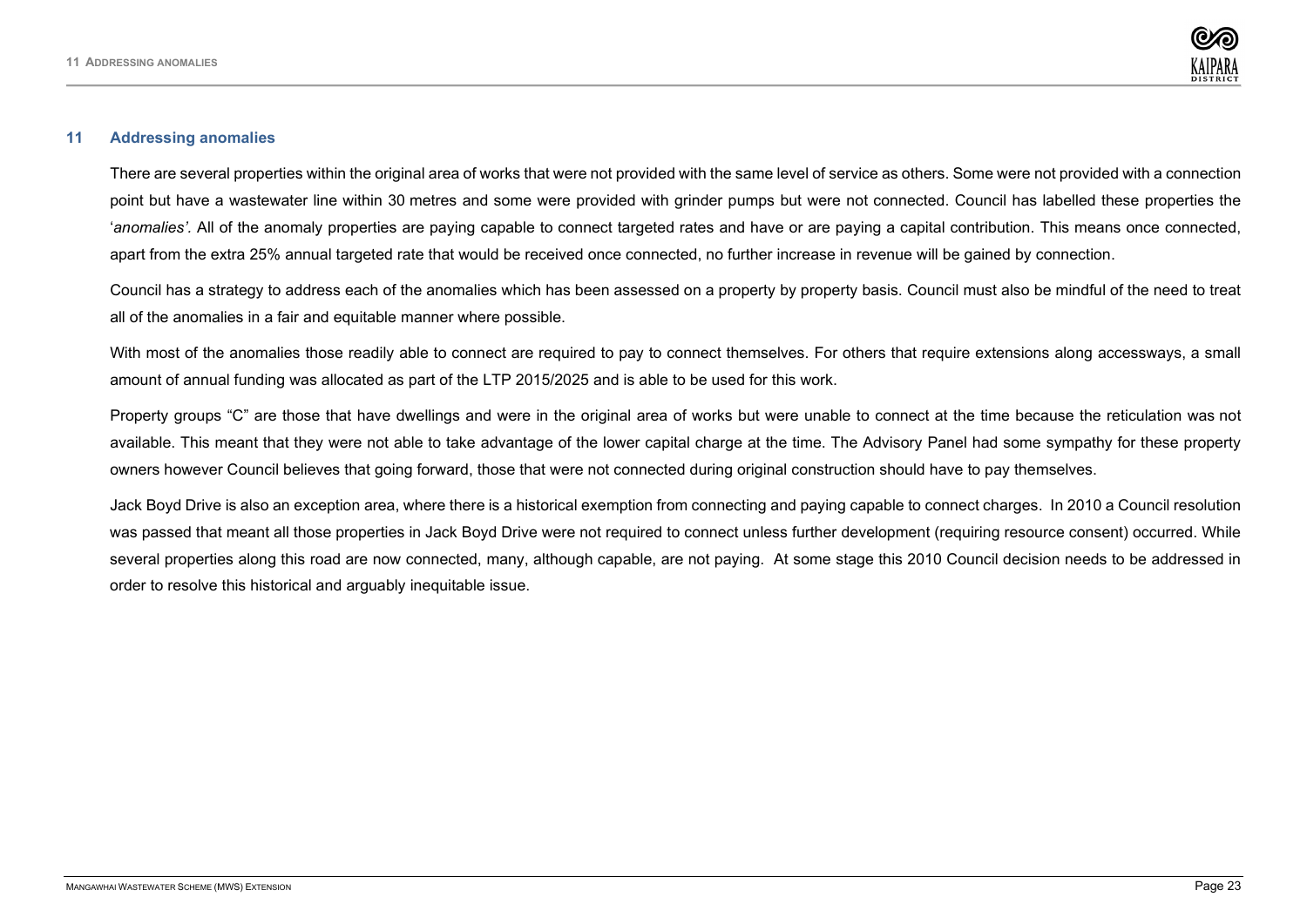## 11 Addressing anomalies

There are several properties within the original area of works that were not provided with the same level of service as others. Some were not provided with a connection point but have a wastewater line within 30 metres and some were provided with grinder pumps but were not connected. Council has labelled these properties the '*anomalies'.* All of the anomaly properties are paying capable to connect targeted rates and have or are paying a capital contribution. This means once connected, apart from the extra 25% annual targeted rate that would be received once connected, no further increase in revenue will be gained by connection.

Council has a strategy to address each of the anomalies which has been assessed on a property by property basis. Council must also be mindful of the need to treat all of the anomalies in a fair and equitable manner where possible.

With most of the anomalies those readily able to connect are required to pay to connect themselves. For others that require extensions along accessways, a small amount of annual funding was allocated as part of the LTP 2015/2025 and is able to be used for this work.

Property groups "C" are those that have dwellings and were in the original area of works but were unable to connect at the time because the reticulation was not available. This meant that they were not able to take advantage of the lower capital charge at the time. The Advisory Panel had some sympathy for these property owners however Council believes that going forward, those that were not connected during original construction should have to pay themselves.

Jack Boyd Drive is also an exception area, where there is a historical exemption from connecting and paying capable to connect charges. In 2010 a Council resolution was passed that meant all those properties in Jack Boyd Drive were not required to connect unless further development (requiring resource consent) occurred. While several properties along this road are now connected, many, although capable, are not paying. At some stage this 2010 Council decision needs to be addressed in order to resolve this historical and arguably inequitable issue.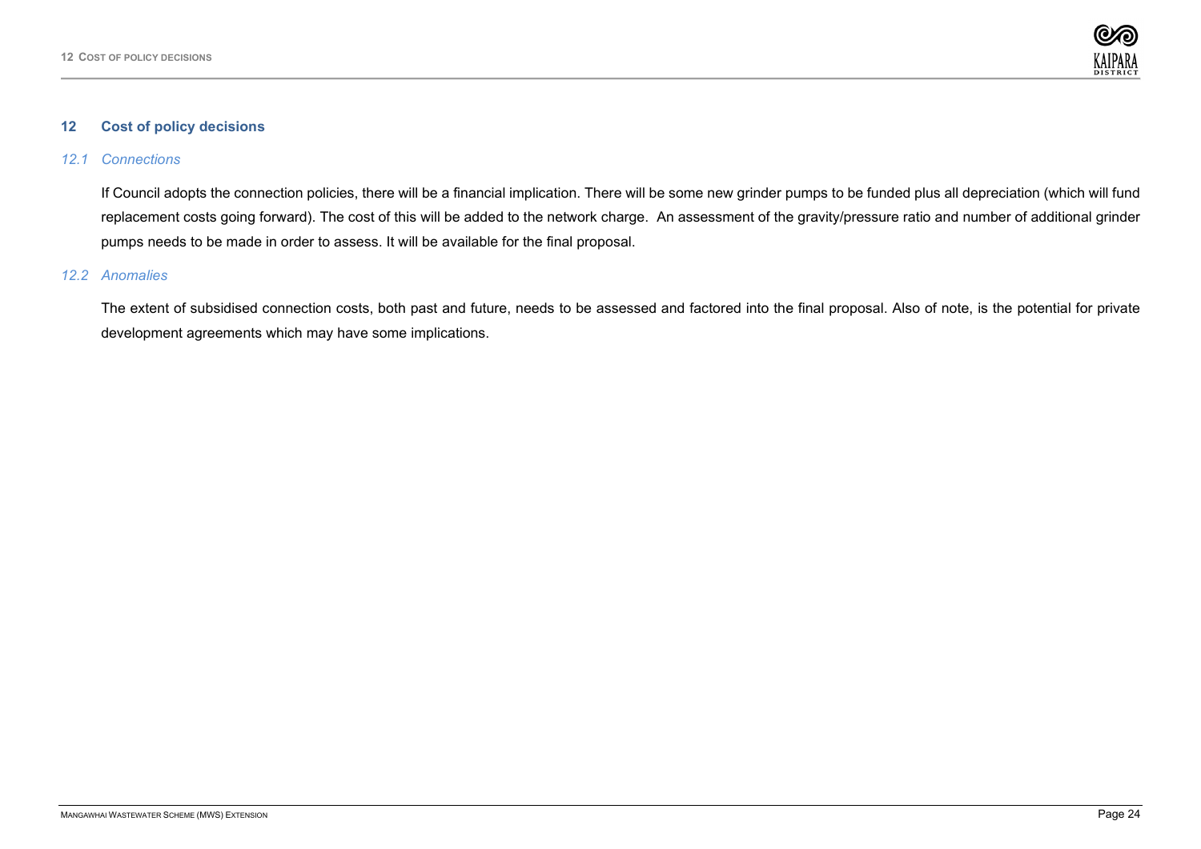## 12 Cost of policy decisions

### *12.1 Connections*

If Council adopts the connection policies, there will be a financial implication. There will be some new grinder pumps to be funded plus all depreciation (which will fund replacement costs going forward). The cost of this will be added to the network charge. An assessment of the gravity/pressure ratio and number of additional grinder pumps needs to be made in order to assess. It will be available for the final proposal.

### *12.2 Anomalies*

The extent of subsidised connection costs, both past and future, needs to be assessed and factored into the final proposal. Also of note, is the potential for private development agreements which may have some implications.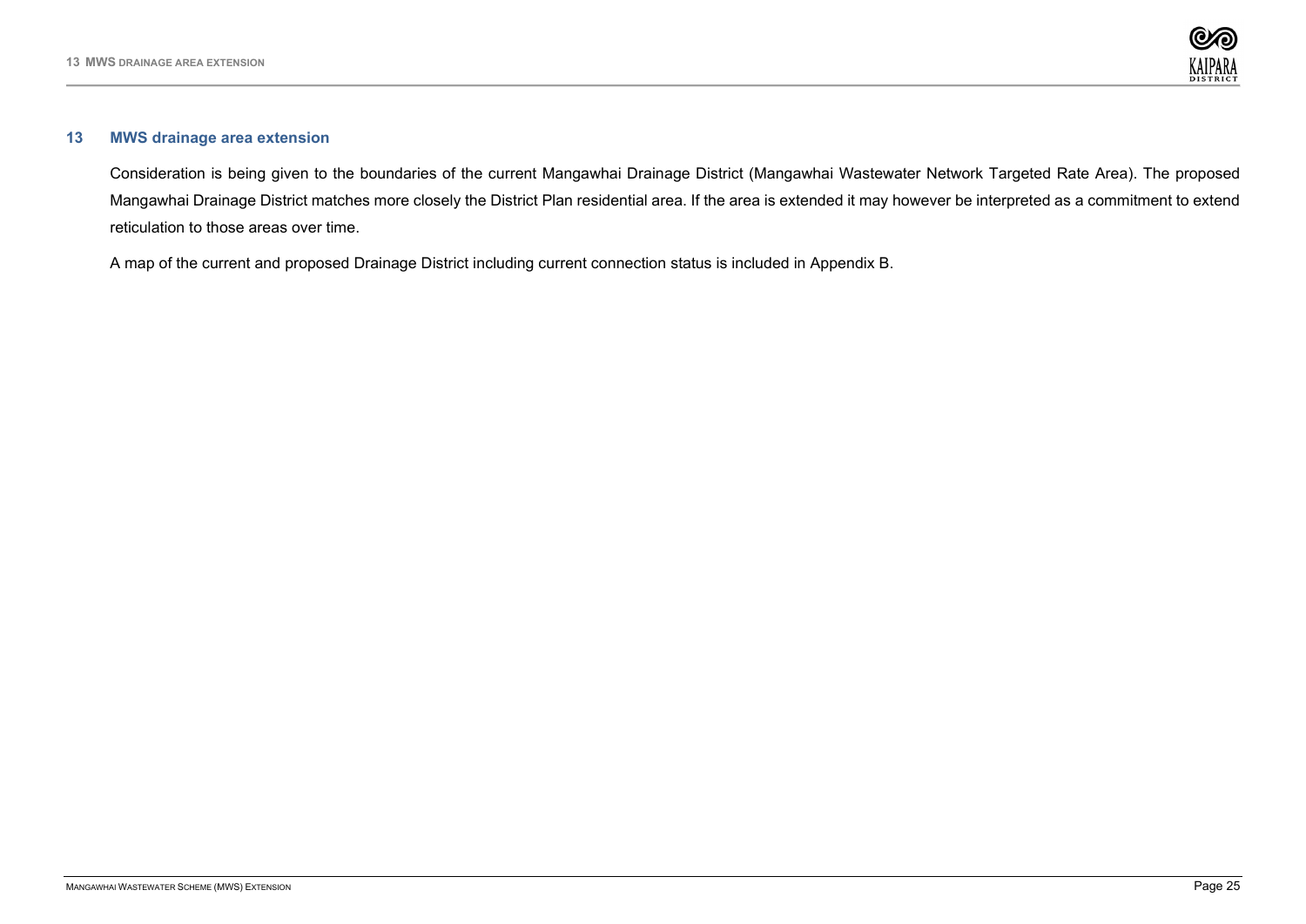## 13 MWS drainage area extension

Consideration is being given to the boundaries of the current Mangawhai Drainage District (Mangawhai Wastewater Network Targeted Rate Area). The proposed Mangawhai Drainage District matches more closely the District Plan residential area. If the area is extended it may however be interpreted as a commitment to extend reticulation to those areas over time.

A map of the current and proposed Drainage District including current connection status is included in Appendix B.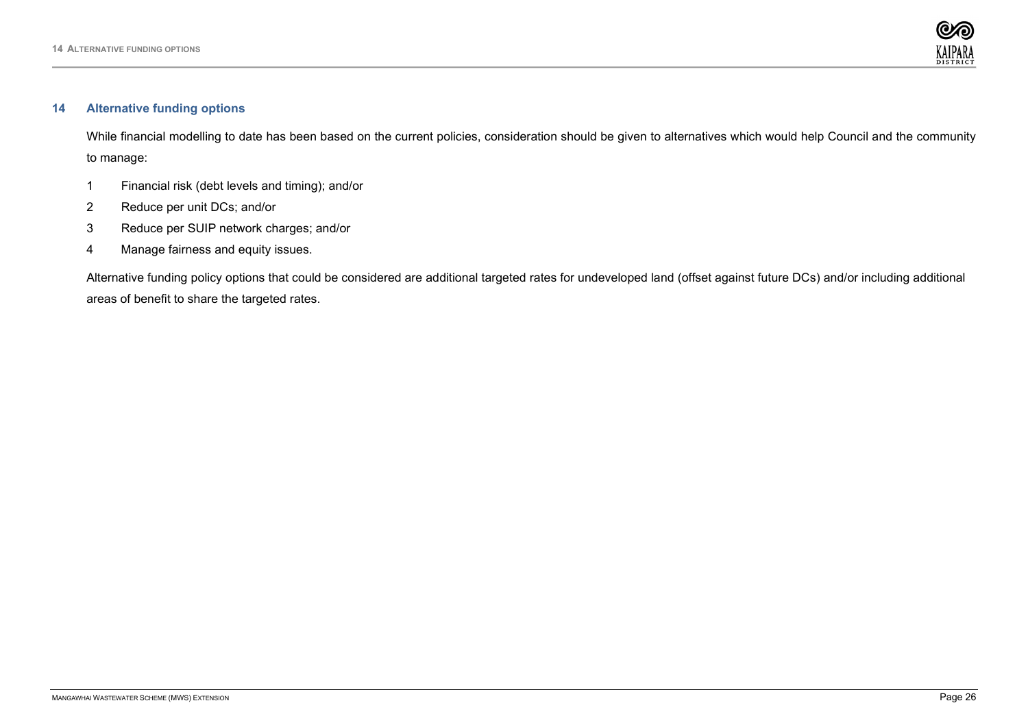## 14 Alternative funding options

While financial modelling to date has been based on the current policies, consideration should be given to alternatives which would help Council and the community to manage:

1. Financial risk (debt levels and timing); and/or
2. Reduce per unit DCs; and/or
3. Reduce per SUIP network charges; and/or
4. Manage fairness and equity issues.

Alternative funding policy options that could be considered are additional targeted rates for undeveloped land (offset against future DCs) and/or including additional areas of benefit to share the targeted rates.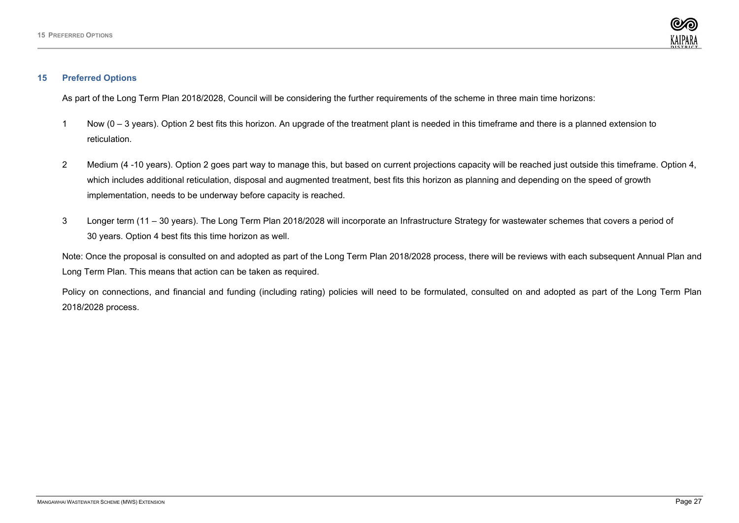## 15 Preferred Options

As part of the Long Term Plan 2018/2028, Council will be considering the further requirements of the scheme in three main time horizons:

1. Now (0 – 3 years). Option 2 best fits this horizon. An upgrade of the treatment plant is needed in this timeframe and there is a planned extension to reticulation.

2. Medium (4 -10 years). Option 2 goes part way to manage this, but based on current projections capacity will be reached just outside this timeframe. Option 4, which includes additional reticulation, disposal and augmented treatment, best fits this horizon as planning and depending on the speed of growth implementation, needs to be underway before capacity is reached.

3. Longer term (11 – 30 years). The Long Term Plan 2018/2028 will incorporate an Infrastructure Strategy for wastewater schemes that covers a period of 30 years. Option 4 best fits this time horizon as well.

Note: Once the proposal is consulted on and adopted as part of the Long Term Plan 2018/2028 process, there will be reviews with each subsequent Annual Plan and Long Term Plan. This means that action can be taken as required.

Policy on connections, and financial and funding (including rating) policies will need to be formulated, consulted on and adopted as part of the Long Term Plan 2018/2028 process.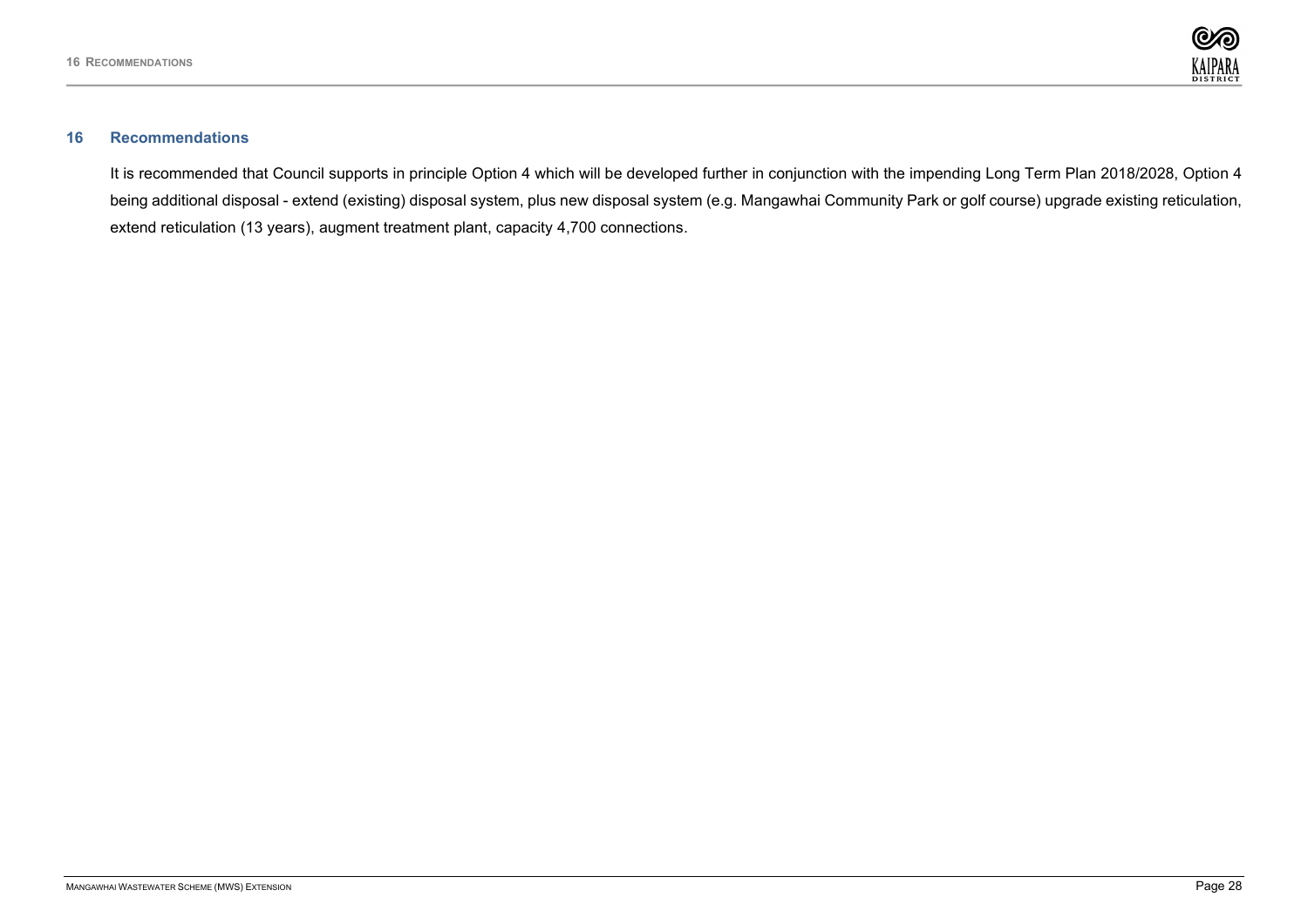## 16 Recommendations

It is recommended that Council supports in principle Option 4 which will be developed further in conjunction with the impending Long Term Plan 2018/2028, Option 4 being additional disposal - extend (existing) disposal system, plus new disposal system (e.g. Mangawhai Community Park or golf course) upgrade existing reticulation, extend reticulation (13 years), augment treatment plant, capacity 4,700 connections.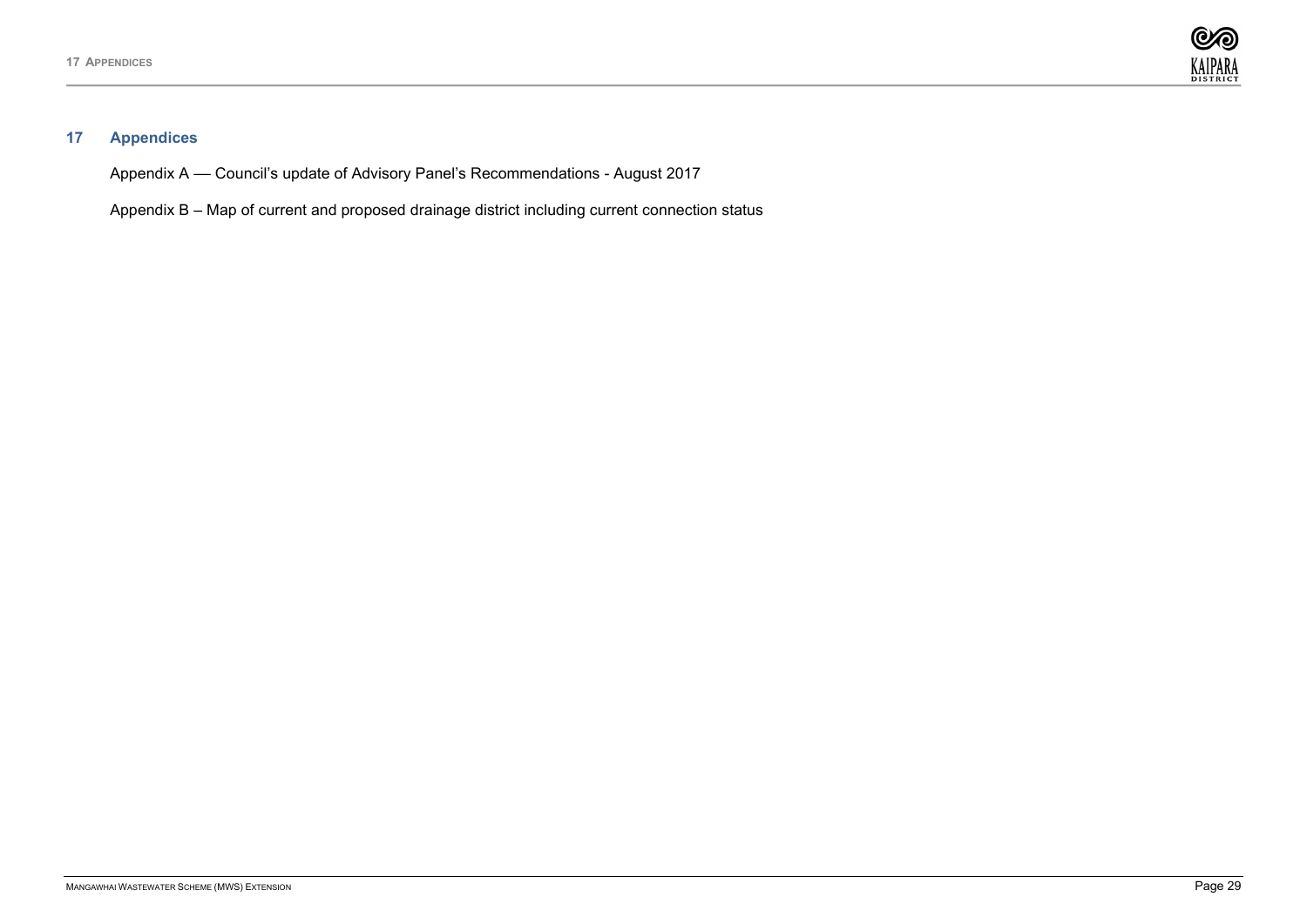## 17 Appendices

Appendix A — Council's update of Advisory Panel's Recommendations - August 2017

Appendix B – Map of current and proposed drainage district including current connection status